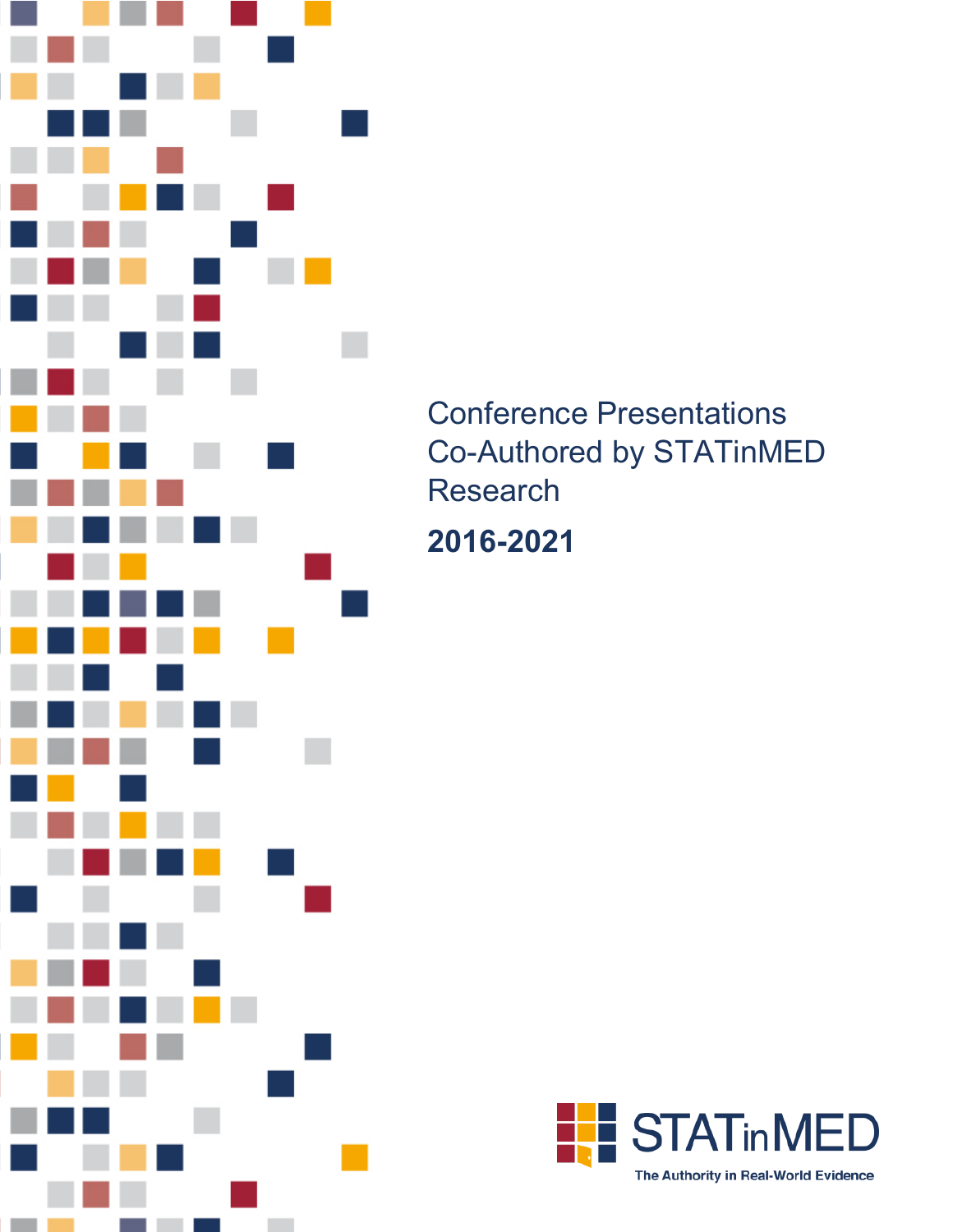# Conference Presentations Co-Authored by STATinMED Research

## 2016-2021

STATinMED

The Authority in Real-World Evidence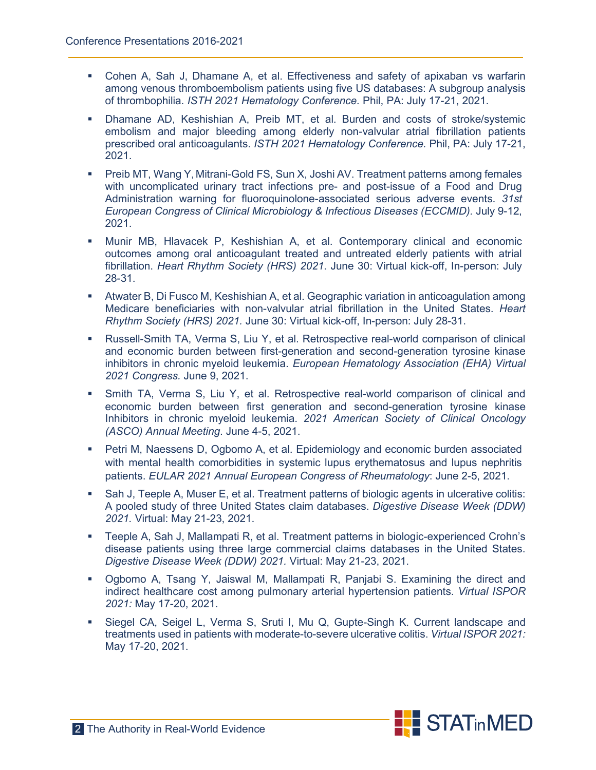- Cohen A, Sah J, Dhamane A, et al. Effectiveness and safety of apixaban vs warfarin among venous thromboembolism patients using five US databases: A subgroup analysis of thrombophilia. *ISTH 2021 Hematology Conference.* Phil, PA: July 17-21, 2021.
- Dhamane AD, Keshishian A, Preib MT, et al. Burden and costs of stroke/systemic embolism and major bleeding among elderly non-valvular atrial fibrillation patients prescribed oral anticoagulants. *ISTH 2021 Hematology Conference.* Phil, PA: July 17-21, 2021.
- Preib MT, Wang Y, Mitrani-Gold FS, Sun X, Joshi AV. Treatment patterns among females with uncomplicated urinary tract infections pre- and post-issue of a Food and Drug Administration warning for fluoroquinolone-associated serious adverse events. *31st European Congress of Clinical Microbiology & Infectious Diseases (ECCMID).* July 9-12, 2021.
- Munir MB, Hlavacek P, Keshishian A, et al. Contemporary clinical and economic outcomes among oral anticoagulant treated and untreated elderly patients with atrial fibrillation. *Heart Rhythm Society (HRS) 2021*. June 30: Virtual kick-off, In-person: July 28-31.
- Atwater B, Di Fusco M, Keshishian A, et al. Geographic variation in anticoagulation among Medicare beneficiaries with non-valvular atrial fibrillation in the United States. *Heart Rhythm Society (HRS) 2021.* June 30: Virtual kick-off, In-person: July 28-31.
- Russell-Smith TA, Verma S, Liu Y, et al. Retrospective real-world comparison of clinical and economic burden between first-generation and second-generation tyrosine kinase inhibitors in chronic myeloid leukemia. *European Hematology Association (EHA) Virtual 2021 Congress.* June 9, 2021.
- Smith TA, Verma S, Liu Y, et al. Retrospective real-world comparison of clinical and economic burden between first generation and second-generation tyrosine kinase Inhibitors in chronic myeloid leukemia. *2021 American Society of Clinical Oncology (ASCO) Annual Meeting*. June 4-5, 2021.
- Petri M, Naessens D, Ogbomo A, et al. Epidemiology and economic burden associated with mental health comorbidities in systemic lupus erythematosus and lupus nephritis patients. *EULAR 2021 Annual European Congress of Rheumatology*: June 2-5, 2021.
- Sah J, Teeple A, Muser E, et al. Treatment patterns of biologic agents in ulcerative colitis: A pooled study of three United States claim databases. *Digestive Disease Week (DDW) 2021.* Virtual: May 21-23, 2021.
- Teeple A, Sah J, Mallampati R, et al. Treatment patterns in biologic-experienced Crohn's disease patients using three large commercial claims databases in the United States. *Digestive Disease Week (DDW) 2021.* Virtual: May 21-23, 2021.
- Ogbomo A, Tsang Y, Jaiswal M, Mallampati R, Panjabi S. Examining the direct and indirect healthcare cost among pulmonary arterial hypertension patients. *Virtual ISPOR 2021:* May 17-20, 2021.
- Siegel CA, Seigel L, Verma S, Sruti I, Mu Q, Gupte-Singh K. Current landscape and treatments used in patients with moderate-to-severe ulcerative colitis. *Virtual ISPOR 2021:* May 17-20, 2021.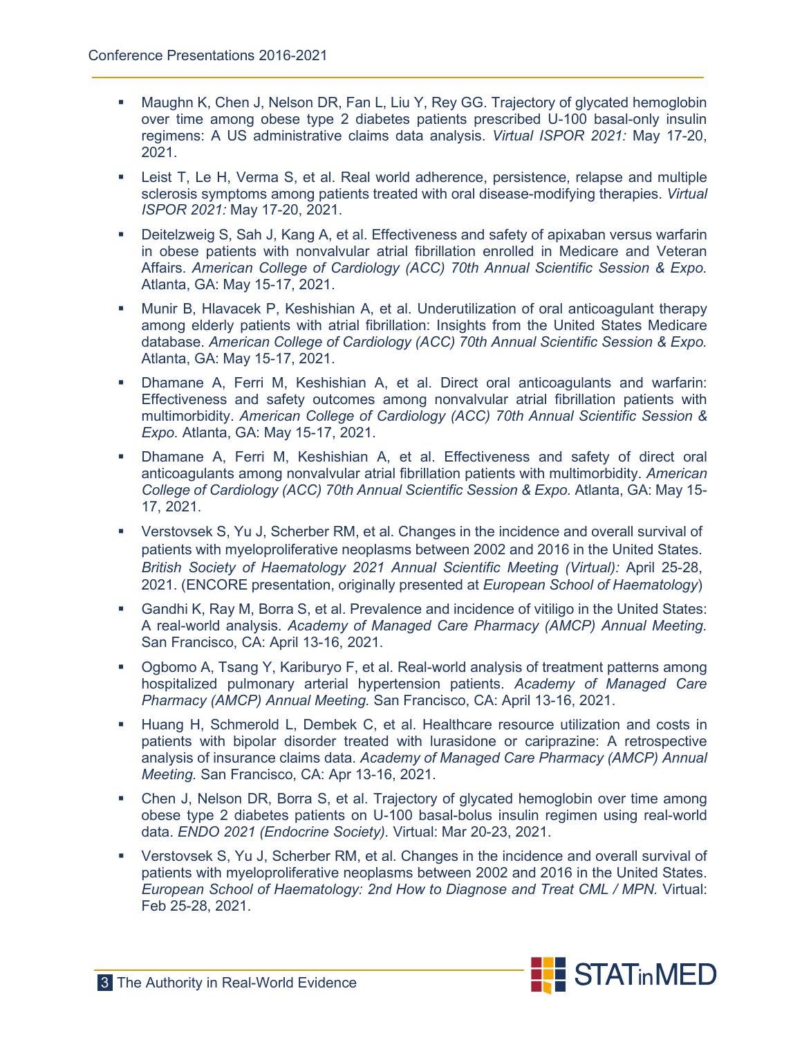- Maughn K, Chen J, Nelson DR, Fan L, Liu Y, Rey GG. Trajectory of glycated hemoglobin over time among obese type 2 diabetes patients prescribed U-100 basal-only insulin regimens: A US administrative claims data analysis. *Virtual ISPOR 2021:* May 17-20, 2021.

- Leist T, Le H, Verma S, et al. Real world adherence, persistence, relapse and multiple sclerosis symptoms among patients treated with oral disease-modifying therapies. *Virtual ISPOR 2021:* May 17-20, 2021.

- Deitelzweig S, Sah J, Kang A, et al. Effectiveness and safety of apixaban versus warfarin in obese patients with nonvalvular atrial fibrillation enrolled in Medicare and Veteran Affairs. *American College of Cardiology (ACC) 70th Annual Scientific Session & Expo.* Atlanta, GA: May 15-17, 2021.

- Munir B, Hlavacek P, Keshishian A, et al. Underutilization of oral anticoagulant therapy among elderly patients with atrial fibrillation: Insights from the United States Medicare database. *American College of Cardiology (ACC) 70th Annual Scientific Session & Expo.* Atlanta, GA: May 15-17, 2021.

- Dhamane A, Ferri M, Keshishian A, et al. Direct oral anticoagulants and warfarin: Effectiveness and safety outcomes among nonvalvular atrial fibrillation patients with multimorbidity. *American College of Cardiology (ACC) 70th Annual Scientific Session & Expo.* Atlanta, GA: May 15-17, 2021.

- Dhamane A, Ferri M, Keshishian A, et al. Effectiveness and safety of direct oral anticoagulants among nonvalvular atrial fibrillation patients with multimorbidity. *American College of Cardiology (ACC) 70th Annual Scientific Session & Expo.* Atlanta, GA: May 15-17, 2021.

- Verstovsek S, Yu J, Scherber RM, et al. Changes in the incidence and overall survival of patients with myeloproliferative neoplasms between 2002 and 2016 in the United States. *British Society of Haematology 2021 Annual Scientific Meeting (Virtual):* April 25-28, 2021. (ENCORE presentation, originally presented at *European School of Haematology*)

- Gandhi K, Ray M, Borra S, et al. Prevalence and incidence of vitiligo in the United States: A real-world analysis. *Academy of Managed Care Pharmacy (AMCP) Annual Meeting.* San Francisco, CA: April 13-16, 2021.

- Ogbomo A, Tsang Y, Kariburyo F, et al. Real-world analysis of treatment patterns among hospitalized pulmonary arterial hypertension patients. *Academy of Managed Care Pharmacy (AMCP) Annual Meeting.* San Francisco, CA: April 13-16, 2021.

- Huang H, Schmerold L, Dembek C, et al. Healthcare resource utilization and costs in patients with bipolar disorder treated with lurasidone or cariprazine: A retrospective analysis of insurance claims data. *Academy of Managed Care Pharmacy (AMCP) Annual Meeting.* San Francisco, CA: Apr 13-16, 2021.

- Chen J, Nelson DR, Borra S, et al. Trajectory of glycated hemoglobin over time among obese type 2 diabetes patients on U-100 basal-bolus insulin regimen using real-world data. *ENDO 2021 (Endocrine Society).* Virtual: Mar 20-23, 2021.

- Verstovsek S, Yu J, Scherber RM, et al. Changes in the incidence and overall survival of patients with myeloproliferative neoplasms between 2002 and 2016 in the United States. *European School of Haematology: 2nd How to Diagnose and Treat CML / MPN.* Virtual: Feb 25-28, 2021.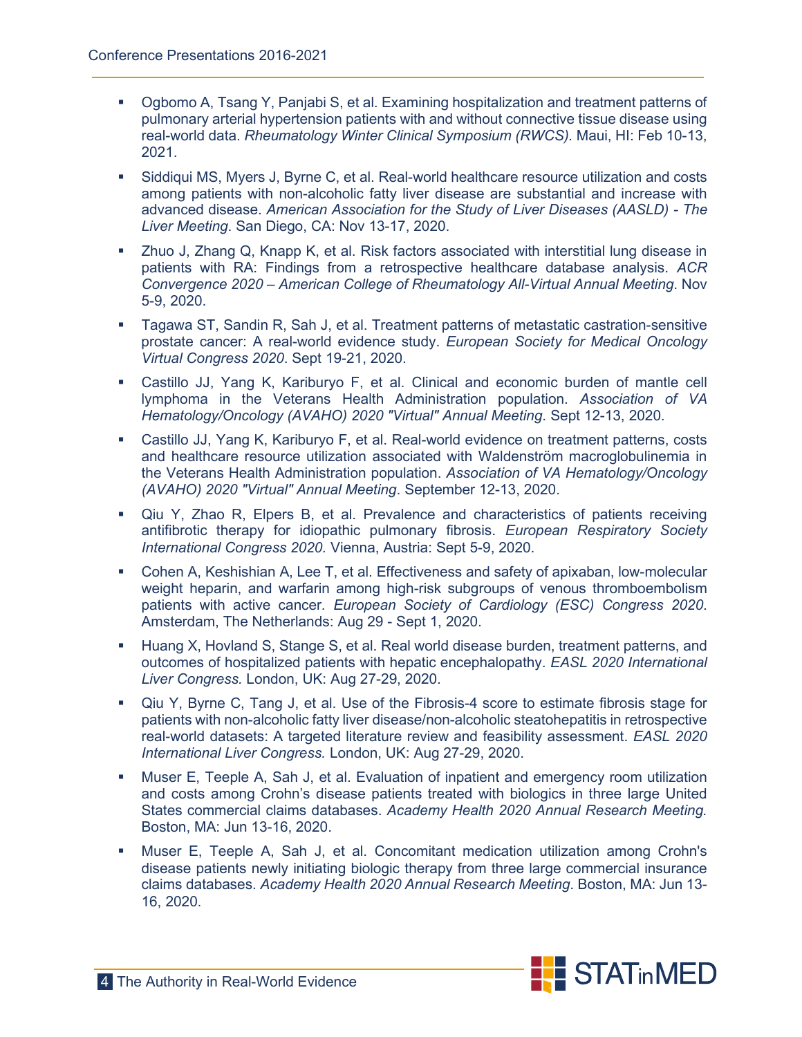- Ogbomo A, Tsang Y, Panjabi S, et al. Examining hospitalization and treatment patterns of pulmonary arterial hypertension patients with and without connective tissue disease using real-world data. *Rheumatology Winter Clinical Symposium (RWCS)*. Maui, HI: Feb 10-13, 2021.

- Siddiqui MS, Myers J, Byrne C, et al. Real-world healthcare resource utilization and costs among patients with non-alcoholic fatty liver disease are substantial and increase with advanced disease. *American Association for the Study of Liver Diseases (AASLD) - The Liver Meeting*. San Diego, CA: Nov 13-17, 2020.

- Zhuo J, Zhang Q, Knapp K, et al. Risk factors associated with interstitial lung disease in patients with RA: Findings from a retrospective healthcare database analysis. *ACR Convergence 2020 – American College of Rheumatology All-Virtual Annual Meeting*. Nov 5-9, 2020.

- Tagawa ST, Sandin R, Sah J, et al. Treatment patterns of metastatic castration-sensitive prostate cancer: A real-world evidence study. *European Society for Medical Oncology Virtual Congress 2020*. Sept 19-21, 2020.

- Castillo JJ, Yang K, Kariburyo F, et al. Clinical and economic burden of mantle cell lymphoma in the Veterans Health Administration population. *Association of VA Hematology/Oncology (AVAHO) 2020 "Virtual" Annual Meeting*. Sept 12-13, 2020.

- Castillo JJ, Yang K, Kariburyo F, et al. Real-world evidence on treatment patterns, costs and healthcare resource utilization associated with Waldenström macroglobulinemia in the Veterans Health Administration population. *Association of VA Hematology/Oncology (AVAHO) 2020 "Virtual" Annual Meeting*. September 12-13, 2020.

- Qiu Y, Zhao R, Elpers B, et al. Prevalence and characteristics of patients receiving antifibrotic therapy for idiopathic pulmonary fibrosis. *European Respiratory Society International Congress 2020.* Vienna, Austria: Sept 5-9, 2020.

- Cohen A, Keshishian A, Lee T, et al. Effectiveness and safety of apixaban, low-molecular weight heparin, and warfarin among high-risk subgroups of venous thromboembolism patients with active cancer. *European Society of Cardiology (ESC) Congress 2020.* Amsterdam, The Netherlands: Aug 29 - Sept 1, 2020.

- Huang X, Hovland S, Stange S, et al. Real world disease burden, treatment patterns, and outcomes of hospitalized patients with hepatic encephalopathy. *EASL 2020 International Liver Congress.* London, UK: Aug 27-29, 2020.

- Qiu Y, Byrne C, Tang J, et al. Use of the Fibrosis-4 score to estimate fibrosis stage for patients with non-alcoholic fatty liver disease/non-alcoholic steatohepatitis in retrospective real-world datasets: A targeted literature review and feasibility assessment. *EASL 2020 International Liver Congress.* London, UK: Aug 27-29, 2020.

- Muser E, Teeple A, Sah J, et al. Evaluation of inpatient and emergency room utilization and costs among Crohn's disease patients treated with biologics in three large United States commercial claims databases. *Academy Health 2020 Annual Research Meeting.* Boston, MA: Jun 13-16, 2020.

- Muser E, Teeple A, Sah J, et al. Concomitant medication utilization among Crohn's disease patients newly initiating biologic therapy from three large commercial insurance claims databases. *Academy Health 2020 Annual Research Meeting*. Boston, MA: Jun 13-16, 2020.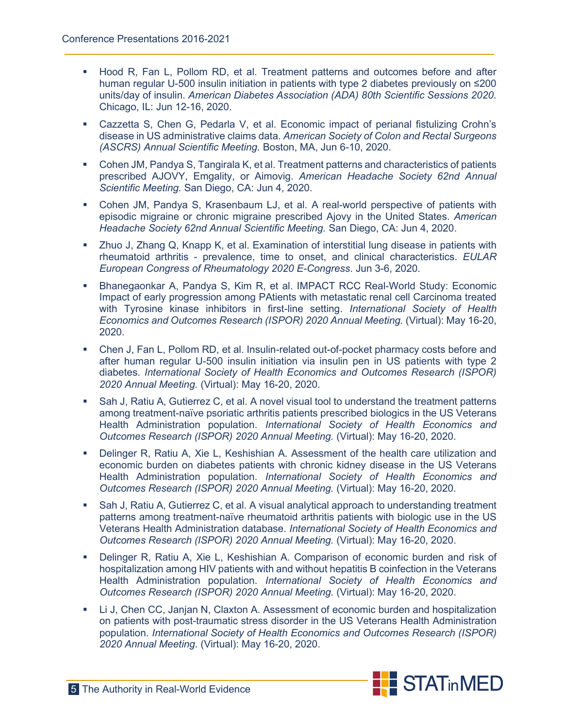- Hood R, Fan L, Pollom RD, et al. Treatment patterns and outcomes before and after human regular U-500 insulin initiation in patients with type 2 diabetes previously on ≤200 units/day of insulin. *American Diabetes Association (ADA) 80th Scientific Sessions 2020*. Chicago, IL: Jun 12-16, 2020.
- Cazzetta S, Chen G, Pedarla V, et al. Economic impact of perianal fistulizing Crohn's disease in US administrative claims data. *American Society of Colon and Rectal Surgeons (ASCRS) Annual Scientific Meeting.* Boston, MA, Jun 6-10, 2020.
- Cohen JM, Pandya S, Tangirala K, et al. Treatment patterns and characteristics of patients prescribed AJOVY, Emgality, or Aimovig. *American Headache Society 62nd Annual Scientific Meeting.* San Diego, CA: Jun 4, 2020.
- Cohen JM, Pandya S, Krasenbaum LJ, et al. A real-world perspective of patients with episodic migraine or chronic migraine prescribed Ajovy in the United States. *American Headache Society 62nd Annual Scientific Meeting.* San Diego, CA: Jun 4, 2020.
- Zhuo J, Zhang Q, Knapp K, et al. Examination of interstitial lung disease in patients with rheumatoid arthritis - prevalence, time to onset, and clinical characteristics. *EULAR European Congress of Rheumatology 2020 E-Congress*. Jun 3-6, 2020.
- Bhanegaonkar A, Pandya S, Kim R, et al. IMPACT RCC Real-World Study: Economic Impact of early progression among PAtients with metastatic renal cell Carcinoma treated with Tyrosine kinase inhibitors in first-line setting. *International Society of Health Economics and Outcomes Research (ISPOR) 2020 Annual Meeting.* (Virtual): May 16-20, 2020.
- Chen J, Fan L, Pollom RD, et al. Insulin-related out-of-pocket pharmacy costs before and after human regular U-500 insulin initiation via insulin pen in US patients with type 2 diabetes. *International Society of Health Economics and Outcomes Research (ISPOR) 2020 Annual Meeting.* (Virtual): May 16-20, 2020.
- Sah J, Ratiu A, Gutierrez C, et al. A novel visual tool to understand the treatment patterns among treatment-naïve psoriatic arthritis patients prescribed biologics in the US Veterans Health Administration population. *International Society of Health Economics and Outcomes Research (ISPOR) 2020 Annual Meeting.* (Virtual): May 16-20, 2020.
- Delinger R, Ratiu A, Xie L, Keshishian A. Assessment of the health care utilization and economic burden on diabetes patients with chronic kidney disease in the US Veterans Health Administration population. *International Society of Health Economics and Outcomes Research (ISPOR) 2020 Annual Meeting.* (Virtual): May 16-20, 2020.
- Sah J, Ratiu A, Gutierrez C, et al. A visual analytical approach to understanding treatment patterns among treatment-naïve rheumatoid arthritis patients with biologic use in the US Veterans Health Administration database. *International Society of Health Economics and Outcomes Research (ISPOR) 2020 Annual Meeting.* (Virtual): May 16-20, 2020.
- Delinger R, Ratiu A, Xie L, Keshishian A. Comparison of economic burden and risk of hospitalization among HIV patients with and without hepatitis B coinfection in the Veterans Health Administration population. *International Society of Health Economics and Outcomes Research (ISPOR) 2020 Annual Meeting.* (Virtual): May 16-20, 2020.
- Li J, Chen CC, Janjan N, Claxton A. Assessment of economic burden and hospitalization on patients with post-traumatic stress disorder in the US Veterans Health Administration population. *International Society of Health Economics and Outcomes Research (ISPOR) 2020 Annual Meeting.* (Virtual): May 16-20, 2020.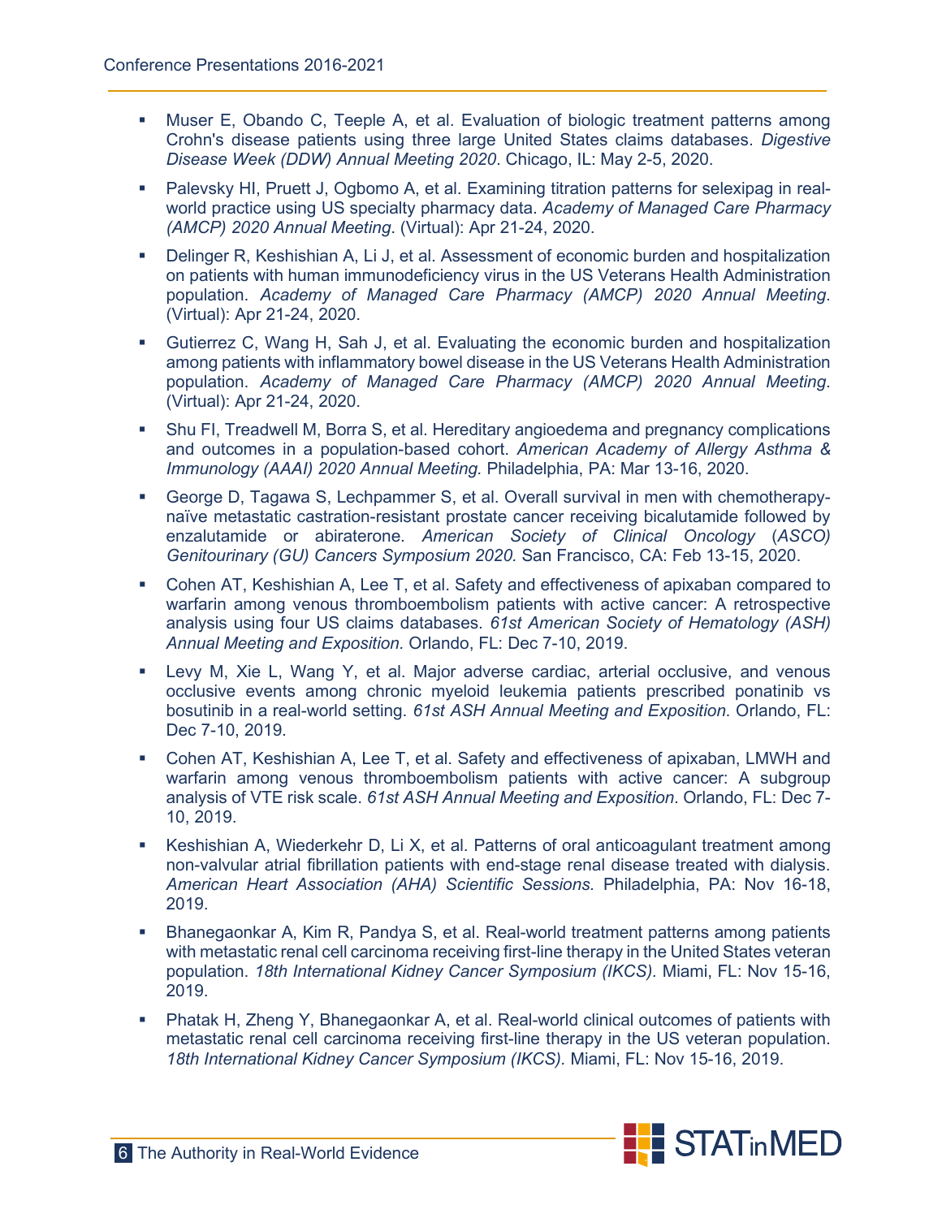- Muser E, Obando C, Teeple A, et al. Evaluation of biologic treatment patterns among Crohn's disease patients using three large United States claims databases. *Digestive Disease Week (DDW) Annual Meeting 2020*. Chicago, IL: May 2-5, 2020.
- Palevsky HI, Pruett J, Ogbomo A, et al. Examining titration patterns for selexipag in real-world practice using US specialty pharmacy data. *Academy of Managed Care Pharmacy (AMCP) 2020 Annual Meeting*. (Virtual): Apr 21-24, 2020.
- Delinger R, Keshishian A, Li J, et al. Assessment of economic burden and hospitalization on patients with human immunodeficiency virus in the US Veterans Health Administration population. *Academy of Managed Care Pharmacy (AMCP) 2020 Annual Meeting*. (Virtual): Apr 21-24, 2020.
- Gutierrez C, Wang H, Sah J, et al. Evaluating the economic burden and hospitalization among patients with inflammatory bowel disease in the US Veterans Health Administration population. *Academy of Managed Care Pharmacy (AMCP) 2020 Annual Meeting*. (Virtual): Apr 21-24, 2020.
- Shu FI, Treadwell M, Borra S, et al. Hereditary angioedema and pregnancy complications and outcomes in a population-based cohort. *American Academy of Allergy Asthma & Immunology (AAAI) 2020 Annual Meeting.* Philadelphia, PA: Mar 13-16, 2020.
- George D, Tagawa S, Lechpammer S, et al. Overall survival in men with chemotherapy-naïve metastatic castration-resistant prostate cancer receiving bicalutamide followed by enzalutamide or abiraterone. *American Society of Clinical Oncology (ASCO) Genitourinary (GU) Cancers Symposium 2020.* San Francisco, CA: Feb 13-15, 2020.
- Cohen AT, Keshishian A, Lee T, et al. Safety and effectiveness of apixaban compared to warfarin among venous thromboembolism patients with active cancer: A retrospective analysis using four US claims databases. *61st American Society of Hematology (ASH) Annual Meeting and Exposition.* Orlando, FL: Dec 7-10, 2019.
- Levy M, Xie L, Wang Y, et al. Major adverse cardiac, arterial occlusive, and venous occlusive events among chronic myeloid leukemia patients prescribed ponatinib vs bosutinib in a real-world setting. *61st ASH Annual Meeting and Exposition*. Orlando, FL: Dec 7-10, 2019.
- Cohen AT, Keshishian A, Lee T, et al. Safety and effectiveness of apixaban, LMWH and warfarin among venous thromboembolism patients with active cancer: A subgroup analysis of VTE risk scale. *61st ASH Annual Meeting and Exposition*. Orlando, FL: Dec 7-10, 2019.
- Keshishian A, Wiederkehr D, Li X, et al. Patterns of oral anticoagulant treatment among non-valvular atrial fibrillation patients with end-stage renal disease treated with dialysis. *American Heart Association (AHA) Scientific Sessions.* Philadelphia, PA: Nov 16-18, 2019.
- Bhanegaonkar A, Kim R, Pandya S, et al. Real-world treatment patterns among patients with metastatic renal cell carcinoma receiving first-line therapy in the United States veteran population. *18th International Kidney Cancer Symposium (IKCS).* Miami, FL: Nov 15-16, 2019.
- Phatak H, Zheng Y, Bhanegaonkar A, et al. Real-world clinical outcomes of patients with metastatic renal cell carcinoma receiving first-line therapy in the US veteran population. *18th International Kidney Cancer Symposium (IKCS).* Miami, FL: Nov 15-16, 2019.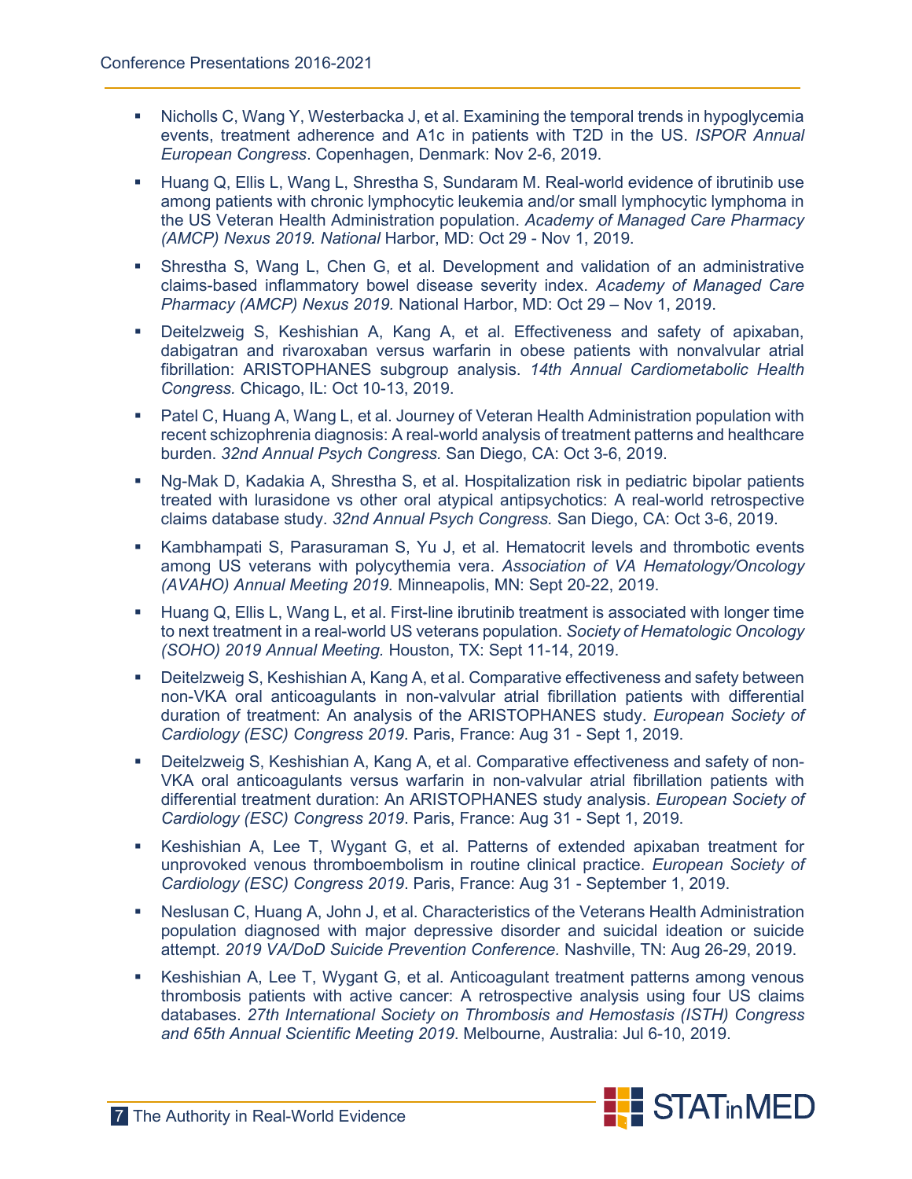- Nicholls C, Wang Y, Westerbacka J, et al. Examining the temporal trends in hypoglycemia events, treatment adherence and A1c in patients with T2D in the US. *ISPOR Annual European Congress*. Copenhagen, Denmark: Nov 2-6, 2019.
- Huang Q, Ellis L, Wang L, Shrestha S, Sundaram M. Real-world evidence of ibrutinib use among patients with chronic lymphocytic leukemia and/or small lymphocytic lymphoma in the US Veteran Health Administration population. *Academy of Managed Care Pharmacy (AMCP) Nexus 2019. National* Harbor, MD: Oct 29 - Nov 1, 2019.
- Shrestha S, Wang L, Chen G, et al. Development and validation of an administrative claims-based inflammatory bowel disease severity index. *Academy of Managed Care Pharmacy (AMCP) Nexus 2019.* National Harbor, MD: Oct 29 – Nov 1, 2019.
- Deitelzweig S, Keshishian A, Kang A, et al. Effectiveness and safety of apixaban, dabigatran and rivaroxaban versus warfarin in obese patients with nonvalvular atrial fibrillation: ARISTOPHANES subgroup analysis. *14th Annual Cardiometabolic Health Congress.* Chicago, IL: Oct 10-13, 2019.
- Patel C, Huang A, Wang L, et al. Journey of Veteran Health Administration population with recent schizophrenia diagnosis: A real-world analysis of treatment patterns and healthcare burden. *32nd Annual Psych Congress.* San Diego, CA: Oct 3-6, 2019.
- Ng-Mak D, Kadakia A, Shrestha S, et al. Hospitalization risk in pediatric bipolar patients treated with lurasidone vs other oral atypical antipsychotics: A real-world retrospective claims database study. *32nd Annual Psych Congress.* San Diego, CA: Oct 3-6, 2019.
- Kambhampati S, Parasuraman S, Yu J, et al. Hematocrit levels and thrombotic events among US veterans with polycythemia vera. *Association of VA Hematology/Oncology (AVAHO) Annual Meeting 2019*. Minneapolis, MN: Sept 20-22, 2019.
- Huang Q, Ellis L, Wang L, et al. First-line ibrutinib treatment is associated with longer time to next treatment in a real-world US veterans population. *Society of Hematologic Oncology (SOHO) 2019 Annual Meeting.* Houston, TX: Sept 11-14, 2019.
- Deitelzweig S, Keshishian A, Kang A, et al. Comparative effectiveness and safety between non-VKA oral anticoagulants in non-valvular atrial fibrillation patients with differential duration of treatment: An analysis of the ARISTOPHANES study. *European Society of Cardiology (ESC) Congress 2019*. Paris, France: Aug 31 - Sept 1, 2019.
- Deitelzweig S, Keshishian A, Kang A, et al. Comparative effectiveness and safety of non-VKA oral anticoagulants versus warfarin in non-valvular atrial fibrillation patients with differential treatment duration: An ARISTOPHANES study analysis. *European Society of Cardiology (ESC) Congress 2019*. Paris, France: Aug 31 - Sept 1, 2019.
- Keshishian A, Lee T, Wygant G, et al. Patterns of extended apixaban treatment for unprovoked venous thromboembolism in routine clinical practice. *European Society of Cardiology (ESC) Congress 2019*. Paris, France: Aug 31 - September 1, 2019.
- Neslusan C, Huang A, John J, et al. Characteristics of the Veterans Health Administration population diagnosed with major depressive disorder and suicidal ideation or suicide attempt. *2019 VA/DoD Suicide Prevention Conference.* Nashville, TN: Aug 26-29, 2019.
- Keshishian A, Lee T, Wygant G, et al. Anticoagulant treatment patterns among venous thrombosis patients with active cancer: A retrospective analysis using four US claims databases. *27th International Society on Thrombosis and Hemostasis (ISTH) Congress and 65th Annual Scientific Meeting 2019*. Melbourne, Australia: Jul 6-10, 2019.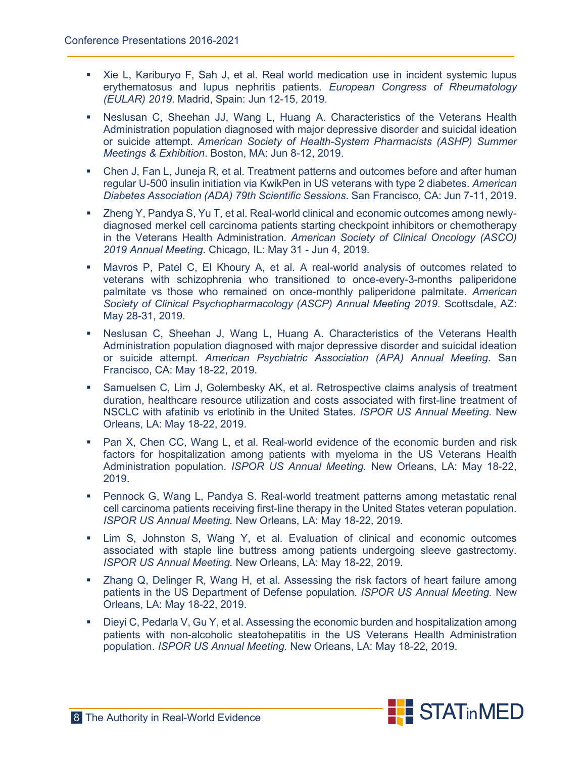- Xie L, Kariburyo F, Sah J, et al. Real world medication use in incident systemic lupus erythematosus and lupus nephritis patients. *European Congress of Rheumatology (EULAR) 2019*. Madrid, Spain: Jun 12-15, 2019.
- Neslusan C, Sheehan JJ, Wang L, Huang A. Characteristics of the Veterans Health Administration population diagnosed with major depressive disorder and suicidal ideation or suicide attempt. *American Society of Health-System Pharmacists (ASHP) Summer Meetings & Exhibition*. Boston, MA: Jun 8-12, 2019.
- Chen J, Fan L, Juneja R, et al. Treatment patterns and outcomes before and after human regular U-500 insulin initiation via KwikPen in US veterans with type 2 diabetes. *American Diabetes Association (ADA) 79th Scientific Sessions*. San Francisco, CA: Jun 7-11, 2019.
- Zheng Y, Pandya S, Yu T, et al. Real-world clinical and economic outcomes among newly-diagnosed merkel cell carcinoma patients starting checkpoint inhibitors or chemotherapy in the Veterans Health Administration. *American Society of Clinical Oncology (ASCO) 2019 Annual Meeting*. Chicago, IL: May 31 - Jun 4, 2019.
- Mavros P, Patel C, El Khoury A, et al. A real-world analysis of outcomes related to veterans with schizophrenia who transitioned to once-every-3-months paliperidone palmitate vs those who remained on once-monthly paliperidone palmitate. *American Society of Clinical Psychopharmacology (ASCP) Annual Meeting 2019.* Scottsdale, AZ: May 28-31, 2019.
- Neslusan C, Sheehan J, Wang L, Huang A. Characteristics of the Veterans Health Administration population diagnosed with major depressive disorder and suicidal ideation or suicide attempt. *American Psychiatric Association (APA) Annual Meeting*. San Francisco, CA: May 18-22, 2019.
- Samuelsen C, Lim J, Golembesky AK, et al. Retrospective claims analysis of treatment duration, healthcare resource utilization and costs associated with first-line treatment of NSCLC with afatinib vs erlotinib in the United States. *ISPOR US Annual Meeting.* New Orleans, LA: May 18-22, 2019.
- Pan X, Chen CC, Wang L, et al. Real-world evidence of the economic burden and risk factors for hospitalization among patients with myeloma in the US Veterans Health Administration population. *ISPOR US Annual Meeting.* New Orleans, LA: May 18-22, 2019.
- Pennock G, Wang L, Pandya S. Real-world treatment patterns among metastatic renal cell carcinoma patients receiving first-line therapy in the United States veteran population. *ISPOR US Annual Meeting.* New Orleans, LA: May 18-22, 2019.
- Lim S, Johnston S, Wang Y, et al. Evaluation of clinical and economic outcomes associated with staple line buttress among patients undergoing sleeve gastrectomy. *ISPOR US Annual Meeting.* New Orleans, LA: May 18-22, 2019.
- Zhang Q, Delinger R, Wang H, et al. Assessing the risk factors of heart failure among patients in the US Department of Defense population. *ISPOR US Annual Meeting.* New Orleans, LA: May 18-22, 2019.
- Dieyi C, Pedarla V, Gu Y, et al. Assessing the economic burden and hospitalization among patients with non-alcoholic steatohepatitis in the US Veterans Health Administration population. *ISPOR US Annual Meeting.* New Orleans, LA: May 18-22, 2019.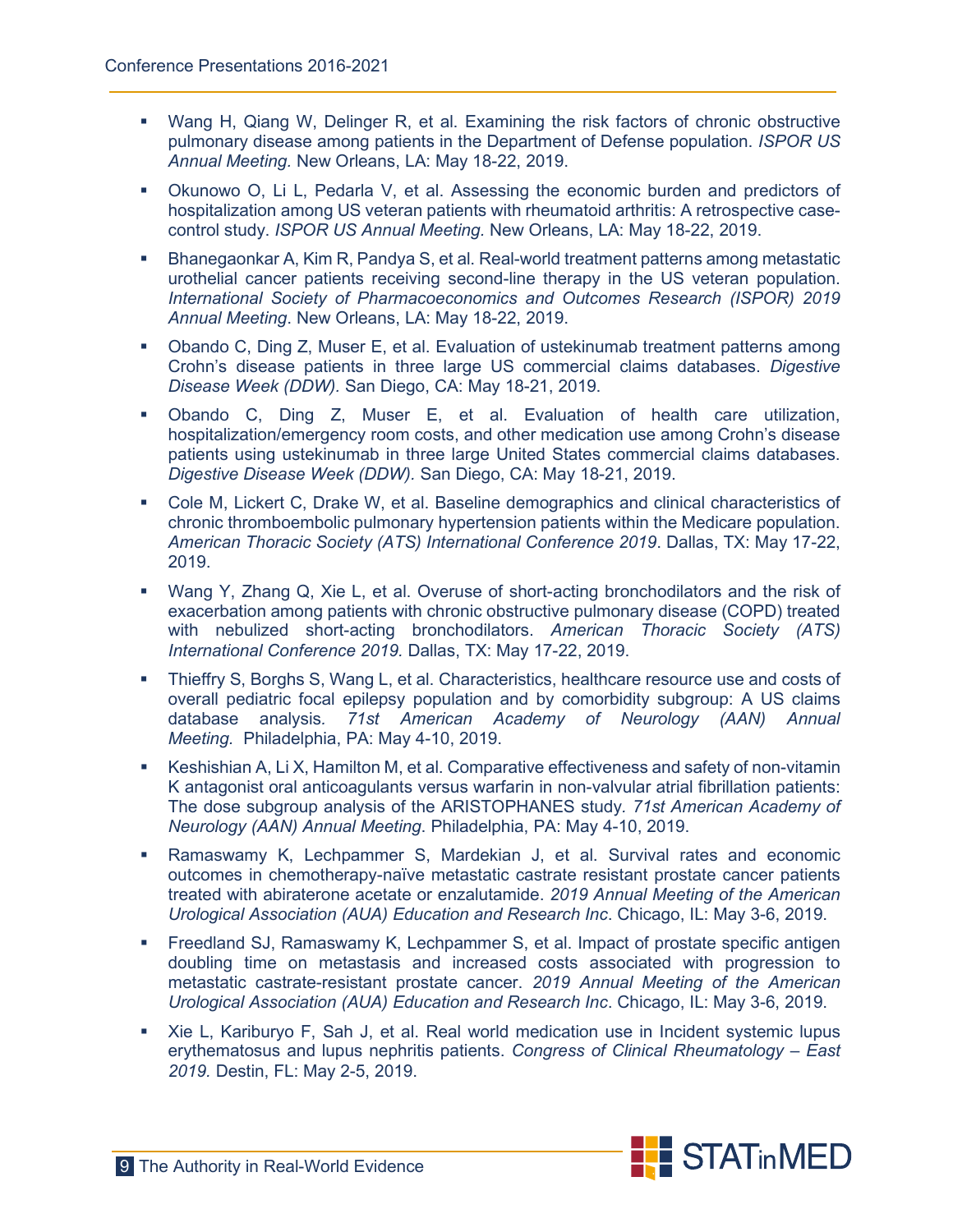- Wang H, Qiang W, Delinger R, et al. Examining the risk factors of chronic obstructive pulmonary disease among patients in the Department of Defense population. *ISPOR US Annual Meeting.* New Orleans, LA: May 18-22, 2019.
- Okunowo O, Li L, Pedarla V, et al. Assessing the economic burden and predictors of hospitalization among US veteran patients with rheumatoid arthritis: A retrospective case-control study. *ISPOR US Annual Meeting.* New Orleans, LA: May 18-22, 2019.
- Bhanegaonkar A, Kim R, Pandya S, et al. Real-world treatment patterns among metastatic urothelial cancer patients receiving second-line therapy in the US veteran population. *International Society of Pharmacoeconomics and Outcomes Research (ISPOR) 2019 Annual Meeting*. New Orleans, LA: May 18-22, 2019.
- Obando C, Ding Z, Muser E, et al. Evaluation of ustekinumab treatment patterns among Crohn's disease patients in three large US commercial claims databases. *Digestive Disease Week (DDW).* San Diego, CA: May 18-21, 2019.
- Obando C, Ding Z, Muser E, et al. Evaluation of health care utilization, hospitalization/emergency room costs, and other medication use among Crohn's disease patients using ustekinumab in three large United States commercial claims databases. *Digestive Disease Week (DDW).* San Diego, CA: May 18-21, 2019.
- Cole M, Lickert C, Drake W, et al. Baseline demographics and clinical characteristics of chronic thromboembolic pulmonary hypertension patients within the Medicare population. *American Thoracic Society (ATS) International Conference 2019*. Dallas, TX: May 17-22, 2019.
- Wang Y, Zhang Q, Xie L, et al. Overuse of short-acting bronchodilators and the risk of exacerbation among patients with chronic obstructive pulmonary disease (COPD) treated with nebulized short-acting bronchodilators. *American Thoracic Society (ATS) International Conference 2019.* Dallas, TX: May 17-22, 2019.
- Thieffry S, Borghs S, Wang L, et al. Characteristics, healthcare resource use and costs of overall pediatric focal epilepsy population and by comorbidity subgroup: A US claims database analysis. *71st American Academy of Neurology (AAN) Annual Meeting.* Philadelphia, PA: May 4-10, 2019.
- Keshishian A, Li X, Hamilton M, et al. Comparative effectiveness and safety of non-vitamin K antagonist oral anticoagulants versus warfarin in non-valvular atrial fibrillation patients: The dose subgroup analysis of the ARISTOPHANES study*. 71st American Academy of Neurology (AAN) Annual Meeting*. Philadelphia, PA: May 4-10, 2019.
- Ramaswamy K, Lechpammer S, Mardekian J, et al. Survival rates and economic outcomes in chemotherapy-naïve metastatic castrate resistant prostate cancer patients treated with abiraterone acetate or enzalutamide. *2019 Annual Meeting of the American Urological Association (AUA) Education and Research Inc*. Chicago, IL: May 3-6, 2019.
- Freedland SJ, Ramaswamy K, Lechpammer S, et al. Impact of prostate specific antigen doubling time on metastasis and increased costs associated with progression to metastatic castrate-resistant prostate cancer. *2019 Annual Meeting of the American Urological Association (AUA) Education and Research Inc*. Chicago, IL: May 3-6, 2019.
- Xie L, Kariburyo F, Sah J, et al. Real world medication use in Incident systemic lupus erythematosus and lupus nephritis patients. *Congress of Clinical Rheumatology – East 2019.* Destin, FL: May 2-5, 2019.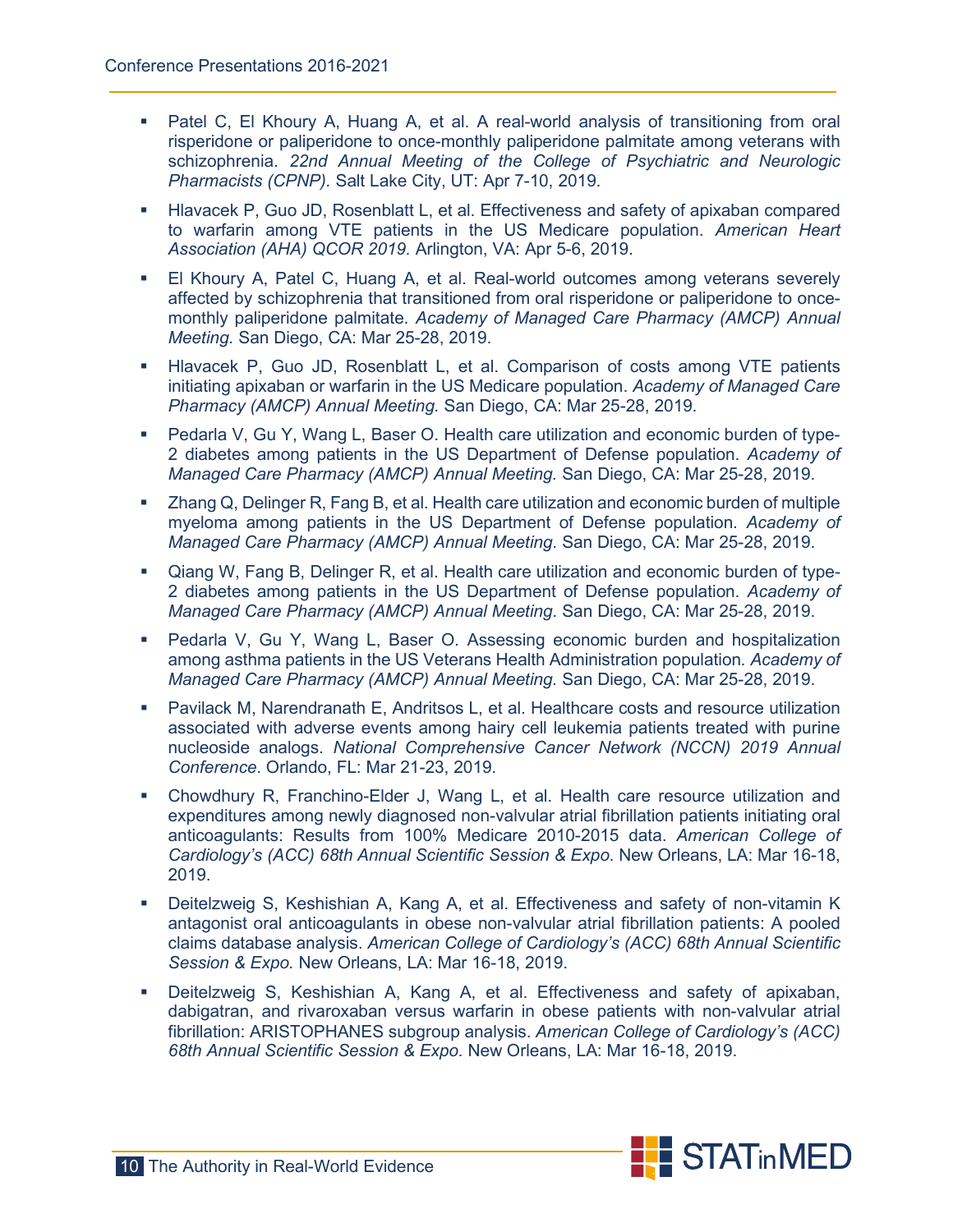- Patel C, El Khoury A, Huang A, et al. A real-world analysis of transitioning from oral risperidone or paliperidone to once-monthly paliperidone palmitate among veterans with schizophrenia. *22nd Annual Meeting of the College of Psychiatric and Neurologic Pharmacists (CPNP).* Salt Lake City, UT: Apr 7-10, 2019.
- Hlavacek P, Guo JD, Rosenblatt L, et al. Effectiveness and safety of apixaban compared to warfarin among VTE patients in the US Medicare population. *American Heart Association (AHA) QCOR 2019.* Arlington, VA: Apr 5-6, 2019.
- El Khoury A, Patel C, Huang A, et al. Real-world outcomes among veterans severely affected by schizophrenia that transitioned from oral risperidone or paliperidone to once-monthly paliperidone palmitate. *Academy of Managed Care Pharmacy (AMCP) Annual Meeting.* San Diego, CA: Mar 25-28, 2019.
- Hlavacek P, Guo JD, Rosenblatt L, et al. Comparison of costs among VTE patients initiating apixaban or warfarin in the US Medicare population. *Academy of Managed Care Pharmacy (AMCP) Annual Meeting.* San Diego, CA: Mar 25-28, 2019.
- Pedarla V, Gu Y, Wang L, Baser O. Health care utilization and economic burden of type-2 diabetes among patients in the US Department of Defense population. *Academy of Managed Care Pharmacy (AMCP) Annual Meeting.* San Diego, CA: Mar 25-28, 2019.
- Zhang Q, Delinger R, Fang B, et al. Health care utilization and economic burden of multiple myeloma among patients in the US Department of Defense population. *Academy of Managed Care Pharmacy (AMCP) Annual Meeting*. San Diego, CA: Mar 25-28, 2019.
- Qiang W, Fang B, Delinger R, et al. Health care utilization and economic burden of type-2 diabetes among patients in the US Department of Defense population. *Academy of Managed Care Pharmacy (AMCP) Annual Meeting*. San Diego, CA: Mar 25-28, 2019.
- Pedarla V, Gu Y, Wang L, Baser O. Assessing economic burden and hospitalization among asthma patients in the US Veterans Health Administration population. *Academy of Managed Care Pharmacy (AMCP) Annual Meeting.* San Diego, CA: Mar 25-28, 2019.
- Pavilack M, Narendranath E, Andritsos L, et al. Healthcare costs and resource utilization associated with adverse events among hairy cell leukemia patients treated with purine nucleoside analogs. *National Comprehensive Cancer Network (NCCN) 2019 Annual Conference*. Orlando, FL: Mar 21-23, 2019.
- Chowdhury R, Franchino-Elder J, Wang L, et al. Health care resource utilization and expenditures among newly diagnosed non-valvular atrial fibrillation patients initiating oral anticoagulants: Results from 100% Medicare 2010-2015 data. *American College of Cardiology's (ACC) 68th Annual Scientific Session & Expo*. New Orleans, LA: Mar 16-18, 2019.
- Deitelzweig S, Keshishian A, Kang A, et al. Effectiveness and safety of non-vitamin K antagonist oral anticoagulants in obese non-valvular atrial fibrillation patients: A pooled claims database analysis. *American College of Cardiology's (ACC) 68th Annual Scientific Session & Expo.* New Orleans, LA: Mar 16-18, 2019.
- Deitelzweig S, Keshishian A, Kang A, et al. Effectiveness and safety of apixaban, dabigatran, and rivaroxaban versus warfarin in obese patients with non-valvular atrial fibrillation: ARISTOPHANES subgroup analysis. *American College of Cardiology's (ACC) 68th Annual Scientific Session & Expo.* New Orleans, LA: Mar 16-18, 2019.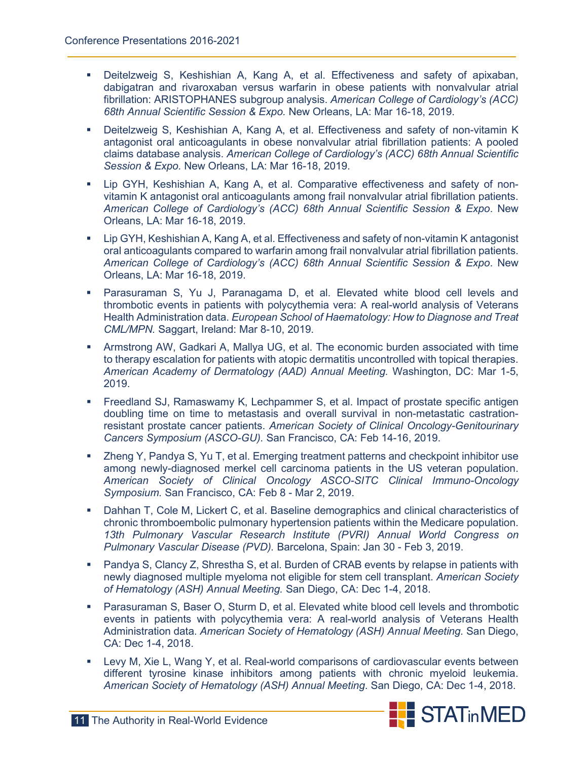- Deitelzweig S, Keshishian A, Kang A, et al. Effectiveness and safety of apixaban, dabigatran and rivaroxaban versus warfarin in obese patients with nonvalvular atrial fibrillation: ARISTOPHANES subgroup analysis. *American College of Cardiology's (ACC) 68th Annual Scientific Session & Expo.* New Orleans, LA: Mar 16-18, 2019.
- Deitelzweig S, Keshishian A, Kang A, et al. Effectiveness and safety of non-vitamin K antagonist oral anticoagulants in obese nonvalvular atrial fibrillation patients: A pooled claims database analysis. *American College of Cardiology's (ACC) 68th Annual Scientific Session & Expo.* New Orleans, LA: Mar 16-18, 2019.
- Lip GYH, Keshishian A, Kang A, et al. Comparative effectiveness and safety of non-vitamin K antagonist oral anticoagulants among frail nonvalvular atrial fibrillation patients. *American College of Cardiology's (ACC) 68th Annual Scientific Session & Expo*. New Orleans, LA: Mar 16-18, 2019.
- Lip GYH, Keshishian A, Kang A, et al. Effectiveness and safety of non-vitamin K antagonist oral anticoagulants compared to warfarin among frail nonvalvular atrial fibrillation patients. *American College of Cardiology's (ACC) 68th Annual Scientific Session & Expo*. New Orleans, LA: Mar 16-18, 2019.
- Parasuraman S, Yu J, Paranagama D, et al. Elevated white blood cell levels and thrombotic events in patients with polycythemia vera: A real-world analysis of Veterans Health Administration data. *European School of Haematology: How to Diagnose and Treat CML/MPN.* Saggart, Ireland: Mar 8-10, 2019.
- Armstrong AW, Gadkari A, Mallya UG, et al. The economic burden associated with time to therapy escalation for patients with atopic dermatitis uncontrolled with topical therapies. *American Academy of Dermatology (AAD) Annual Meeting.* Washington, DC: Mar 1-5, 2019.
- Freedland SJ, Ramaswamy K, Lechpammer S, et al. Impact of prostate specific antigen doubling time on time to metastasis and overall survival in non-metastatic castration-resistant prostate cancer patients. *American Society of Clinical Oncology-Genitourinary Cancers Symposium (ASCO-GU).* San Francisco, CA: Feb 14-16, 2019.
- Zheng Y, Pandya S, Yu T, et al. Emerging treatment patterns and checkpoint inhibitor use among newly-diagnosed merkel cell carcinoma patients in the US veteran population. *American Society of Clinical Oncology ASCO-SITC Clinical Immuno-Oncology Symposium.* San Francisco, CA: Feb 8 - Mar 2, 2019.
- Dahhan T, Cole M, Lickert C, et al. Baseline demographics and clinical characteristics of chronic thromboembolic pulmonary hypertension patients within the Medicare population. *13th Pulmonary Vascular Research Institute (PVRI) Annual World Congress on Pulmonary Vascular Disease (PVD).* Barcelona, Spain: Jan 30 - Feb 3, 2019.
- Pandya S, Clancy Z, Shrestha S, et al. Burden of CRAB events by relapse in patients with newly diagnosed multiple myeloma not eligible for stem cell transplant. *American Society of Hematology (ASH) Annual Meeting.* San Diego, CA: Dec 1-4, 2018.
- Parasuraman S, Baser O, Sturm D, et al. Elevated white blood cell levels and thrombotic events in patients with polycythemia vera: A real-world analysis of Veterans Health Administration data. *American Society of Hematology (ASH) Annual Meeting.* San Diego, CA: Dec 1-4, 2018.
- Levy M, Xie L, Wang Y, et al. Real-world comparisons of cardiovascular events between different tyrosine kinase inhibitors among patients with chronic myeloid leukemia. *American Society of Hematology (ASH) Annual Meeting*. San Diego, CA: Dec 1-4, 2018.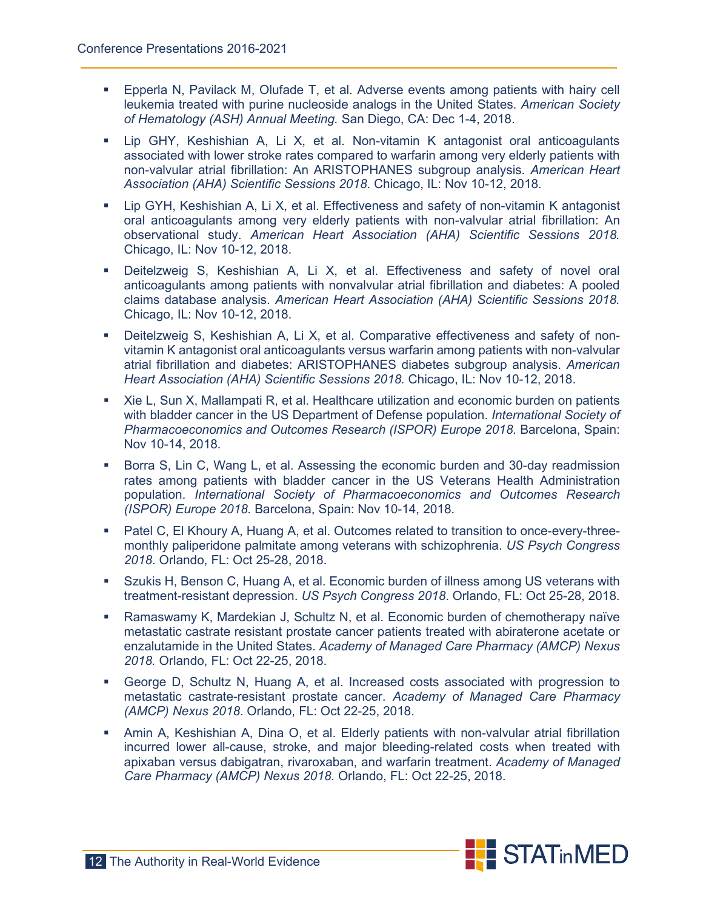- Epperla N, Pavilack M, Olufade T, et al. Adverse events among patients with hairy cell leukemia treated with purine nucleoside analogs in the United States. *American Society of Hematology (ASH) Annual Meeting.* San Diego, CA: Dec 1-4, 2018.
- Lip GHY, Keshishian A, Li X, et al. Non-vitamin K antagonist oral anticoagulants associated with lower stroke rates compared to warfarin among very elderly patients with non-valvular atrial fibrillation: An ARISTOPHANES subgroup analysis. *American Heart Association (AHA) Scientific Sessions 2018*. Chicago, IL: Nov 10-12, 2018.
- Lip GYH, Keshishian A, Li X, et al. Effectiveness and safety of non-vitamin K antagonist oral anticoagulants among very elderly patients with non-valvular atrial fibrillation: An observational study. *American Heart Association (AHA) Scientific Sessions 2018.* Chicago, IL: Nov 10-12, 2018.
- Deitelzweig S, Keshishian A, Li X, et al. Effectiveness and safety of novel oral anticoagulants among patients with nonvalvular atrial fibrillation and diabetes: A pooled claims database analysis. *American Heart Association (AHA) Scientific Sessions 2018.* Chicago, IL: Nov 10-12, 2018.
- Deitelzweig S, Keshishian A, Li X, et al. Comparative effectiveness and safety of non-vitamin K antagonist oral anticoagulants versus warfarin among patients with non-valvular atrial fibrillation and diabetes: ARISTOPHANES diabetes subgroup analysis. *American Heart Association (AHA) Scientific Sessions 2018.* Chicago, IL: Nov 10-12, 2018.
- Xie L, Sun X, Mallampati R, et al. Healthcare utilization and economic burden on patients with bladder cancer in the US Department of Defense population. *International Society of Pharmacoeconomics and Outcomes Research (ISPOR) Europe 2018*. Barcelona, Spain: Nov 10-14, 2018.
- Borra S, Lin C, Wang L, et al. Assessing the economic burden and 30-day readmission rates among patients with bladder cancer in the US Veterans Health Administration population. *International Society of Pharmacoeconomics and Outcomes Research (ISPOR) Europe 2018*. Barcelona, Spain: Nov 10-14, 2018.
- Patel C, El Khoury A, Huang A, et al. Outcomes related to transition to once-every-three-monthly paliperidone palmitate among veterans with schizophrenia. *US Psych Congress 2018*. Orlando, FL: Oct 25-28, 2018.
- Szukis H, Benson C, Huang A, et al. Economic burden of illness among US veterans with treatment-resistant depression. *US Psych Congress 2018*. Orlando, FL: Oct 25-28, 2018.
- Ramaswamy K, Mardekian J, Schultz N, et al. Economic burden of chemotherapy naïve metastatic castrate resistant prostate cancer patients treated with abiraterone acetate or enzalutamide in the United States. *Academy of Managed Care Pharmacy (AMCP) Nexus 2018.* Orlando, FL: Oct 22-25, 2018.
- George D, Schultz N, Huang A, et al. Increased costs associated with progression to metastatic castrate-resistant prostate cancer. *Academy of Managed Care Pharmacy (AMCP) Nexus 2018*. Orlando, FL: Oct 22-25, 2018.
- Amin A, Keshishian A, Dina O, et al. Elderly patients with non-valvular atrial fibrillation incurred lower all-cause, stroke, and major bleeding-related costs when treated with apixaban versus dabigatran, rivaroxaban, and warfarin treatment. *Academy of Managed Care Pharmacy (AMCP) Nexus 2018.* Orlando, FL: Oct 22-25, 2018.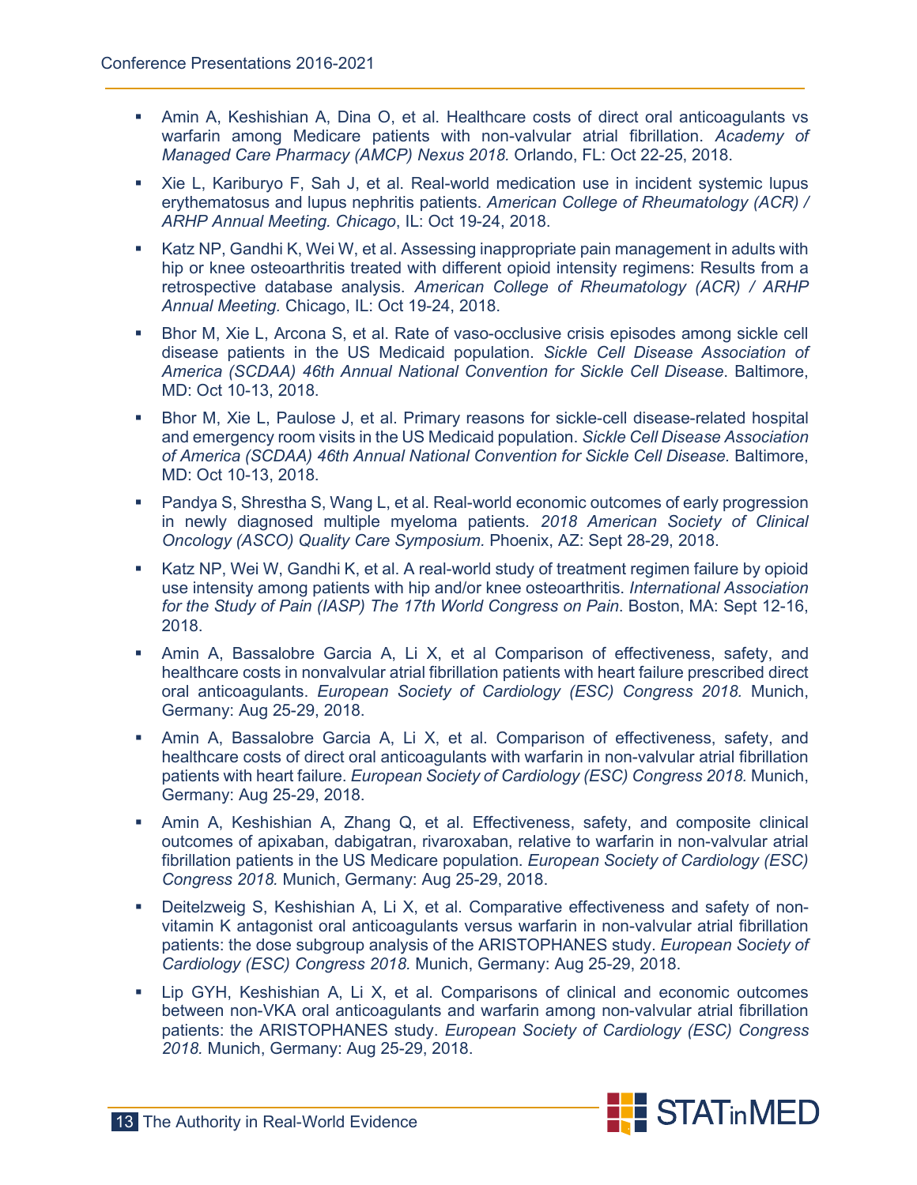- Amin A, Keshishian A, Dina O, et al. Healthcare costs of direct oral anticoagulants vs warfarin among Medicare patients with non-valvular atrial fibrillation. *Academy of Managed Care Pharmacy (AMCP) Nexus 2018*. Orlando, FL: Oct 22-25, 2018.
- Xie L, Kariburyo F, Sah J, et al. Real-world medication use in incident systemic lupus erythematosus and lupus nephritis patients. *American College of Rheumatology (ACR) / ARHP Annual Meeting. Chicago*, IL: Oct 19-24, 2018.
- Katz NP, Gandhi K, Wei W, et al. Assessing inappropriate pain management in adults with hip or knee osteoarthritis treated with different opioid intensity regimens: Results from a retrospective database analysis. *American College of Rheumatology (ACR) / ARHP Annual Meeting.* Chicago, IL: Oct 19-24, 2018.
- Bhor M, Xie L, Arcona S, et al. Rate of vaso-occlusive crisis episodes among sickle cell disease patients in the US Medicaid population. *Sickle Cell Disease Association of America (SCDAA) 46th Annual National Convention for Sickle Cell Disease*. Baltimore, MD: Oct 10-13, 2018.
- Bhor M, Xie L, Paulose J, et al. Primary reasons for sickle-cell disease-related hospital and emergency room visits in the US Medicaid population. *Sickle Cell Disease Association of America (SCDAA) 46th Annual National Convention for Sickle Cell Disease.* Baltimore, MD: Oct 10-13, 2018.
- Pandya S, Shrestha S, Wang L, et al. Real-world economic outcomes of early progression in newly diagnosed multiple myeloma patients. *2018 American Society of Clinical Oncology (ASCO) Quality Care Symposium.* Phoenix, AZ: Sept 28-29, 2018.
- Katz NP, Wei W, Gandhi K, et al. A real-world study of treatment regimen failure by opioid use intensity among patients with hip and/or knee osteoarthritis. *International Association for the Study of Pain (IASP) The 17th World Congress on Pain*. Boston, MA: Sept 12-16, 2018.
- Amin A, Bassalobre Garcia A, Li X, et al Comparison of effectiveness, safety, and healthcare costs in nonvalvular atrial fibrillation patients with heart failure prescribed direct oral anticoagulants. *European Society of Cardiology (ESC) Congress 2018.* Munich, Germany: Aug 25-29, 2018.
- Amin A, Bassalobre Garcia A, Li X, et al. Comparison of effectiveness, safety, and healthcare costs of direct oral anticoagulants with warfarin in non-valvular atrial fibrillation patients with heart failure. *European Society of Cardiology (ESC) Congress 2018.* Munich, Germany: Aug 25-29, 2018.
- Amin A, Keshishian A, Zhang Q, et al. Effectiveness, safety, and composite clinical outcomes of apixaban, dabigatran, rivaroxaban, relative to warfarin in non-valvular atrial fibrillation patients in the US Medicare population. *European Society of Cardiology (ESC) Congress 2018.* Munich, Germany: Aug 25-29, 2018.
- Deitelzweig S, Keshishian A, Li X, et al. Comparative effectiveness and safety of non-vitamin K antagonist oral anticoagulants versus warfarin in non-valvular atrial fibrillation patients: the dose subgroup analysis of the ARISTOPHANES study. *European Society of Cardiology (ESC) Congress 2018.* Munich, Germany: Aug 25-29, 2018.
- Lip GYH, Keshishian A, Li X, et al. Comparisons of clinical and economic outcomes between non-VKA oral anticoagulants and warfarin among non-valvular atrial fibrillation patients: the ARISTOPHANES study. *European Society of Cardiology (ESC) Congress 2018.* Munich, Germany: Aug 25-29, 2018.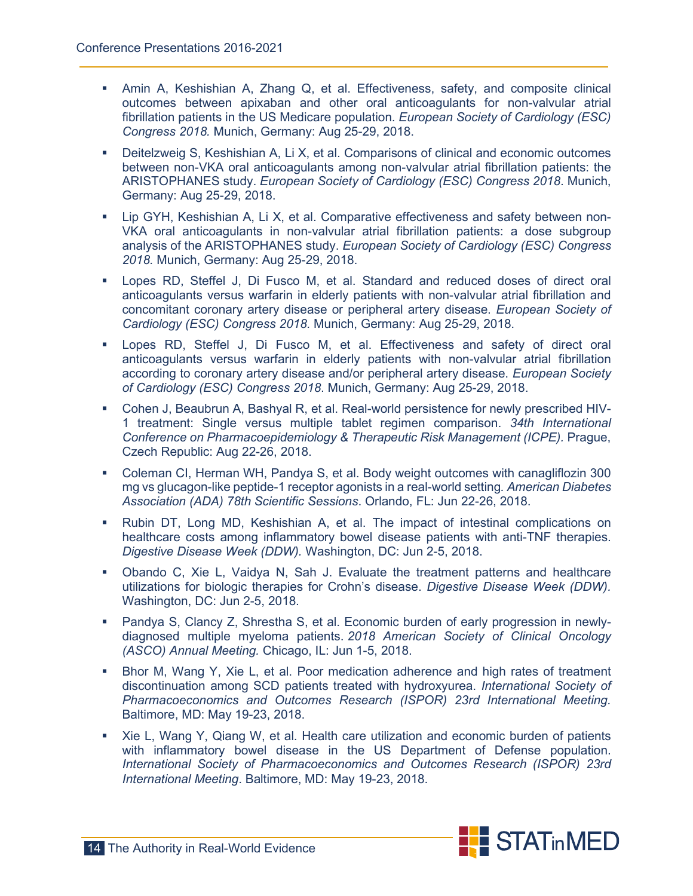- Amin A, Keshishian A, Zhang Q, et al. Effectiveness, safety, and composite clinical outcomes between apixaban and other oral anticoagulants for non-valvular atrial fibrillation patients in the US Medicare population. *European Society of Cardiology (ESC) Congress 2018.* Munich, Germany: Aug 25-29, 2018.
- Deitelzweig S, Keshishian A, Li X, et al. Comparisons of clinical and economic outcomes between non-VKA oral anticoagulants among non-valvular atrial fibrillation patients: the ARISTOPHANES study. *European Society of Cardiology (ESC) Congress 2018*. Munich, Germany: Aug 25-29, 2018.
- Lip GYH, Keshishian A, Li X, et al. Comparative effectiveness and safety between non-VKA oral anticoagulants in non-valvular atrial fibrillation patients: a dose subgroup analysis of the ARISTOPHANES study. *European Society of Cardiology (ESC) Congress 2018.* Munich, Germany: Aug 25-29, 2018.
- Lopes RD, Steffel J, Di Fusco M, et al. Standard and reduced doses of direct oral anticoagulants versus warfarin in elderly patients with non-valvular atrial fibrillation and concomitant coronary artery disease or peripheral artery disease. *European Society of Cardiology (ESC) Congress 2018*. Munich, Germany: Aug 25-29, 2018.
- Lopes RD, Steffel J, Di Fusco M, et al. Effectiveness and safety of direct oral anticoagulants versus warfarin in elderly patients with non-valvular atrial fibrillation according to coronary artery disease and/or peripheral artery disease. *European Society of Cardiology (ESC) Congress 2018*. Munich, Germany: Aug 25-29, 2018.
- Cohen J, Beaubrun A, Bashyal R, et al. Real-world persistence for newly prescribed HIV-1 treatment: Single versus multiple tablet regimen comparison. *34th International Conference on Pharmacoepidemiology & Therapeutic Risk Management (ICPE).* Prague, Czech Republic: Aug 22-26, 2018.
- Coleman CI, Herman WH, Pandya S, et al. Body weight outcomes with canagliflozin 300 mg vs glucagon-like peptide-1 receptor agonists in a real-world setting*. American Diabetes Association (ADA) 78th Scientific Sessions*. Orlando, FL: Jun 22-26, 2018.
- Rubin DT, Long MD, Keshishian A, et al. The impact of intestinal complications on healthcare costs among inflammatory bowel disease patients with anti-TNF therapies. *Digestive Disease Week (DDW).* Washington, DC: Jun 2-5, 2018.
- Obando C, Xie L, Vaidya N, Sah J. Evaluate the treatment patterns and healthcare utilizations for biologic therapies for Crohn's disease. *Digestive Disease Week (DDW).* Washington, DC: Jun 2-5, 2018.
- Pandya S, Clancy Z, Shrestha S, et al. Economic burden of early progression in newly-diagnosed multiple myeloma patients. *2018 American Society of Clinical Oncology (ASCO) Annual Meeting.* Chicago, IL: Jun 1-5, 2018.
- Bhor M, Wang Y, Xie L, et al. Poor medication adherence and high rates of treatment discontinuation among SCD patients treated with hydroxyurea. *International Society of Pharmacoeconomics and Outcomes Research (ISPOR) 23rd International Meeting.* Baltimore, MD: May 19-23, 2018.
- Xie L, Wang Y, Qiang W, et al. Health care utilization and economic burden of patients with inflammatory bowel disease in the US Department of Defense population. *International Society of Pharmacoeconomics and Outcomes Research (ISPOR) 23rd International Meeting*. Baltimore, MD: May 19-23, 2018.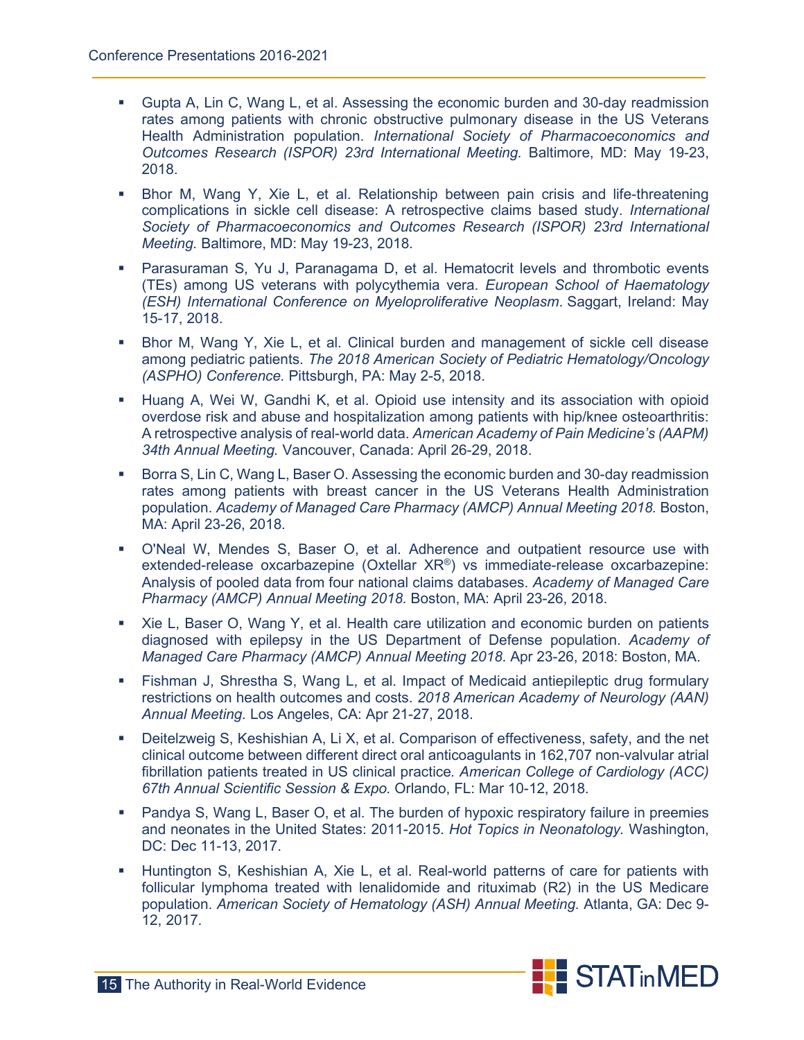- Gupta A, Lin C, Wang L, et al. Assessing the economic burden and 30-day readmission rates among patients with chronic obstructive pulmonary disease in the US Veterans Health Administration population. *International Society of Pharmacoeconomics and Outcomes Research (ISPOR) 23rd International Meeting.* Baltimore, MD: May 19-23, 2018.

- Bhor M, Wang Y, Xie L, et al. Relationship between pain crisis and life-threatening complications in sickle cell disease: A retrospective claims based study. *International Society of Pharmacoeconomics and Outcomes Research (ISPOR) 23rd International Meeting.* Baltimore, MD: May 19-23, 2018.

- Parasuraman S, Yu J, Paranagama D, et al. Hematocrit levels and thrombotic events (TEs) among US veterans with polycythemia vera. *European School of Haematology (ESH) International Conference on Myeloproliferative Neoplasm*. Saggart, Ireland: May 15-17, 2018.

- Bhor M, Wang Y, Xie L, et al. Clinical burden and management of sickle cell disease among pediatric patients. *The 2018 American Society of Pediatric Hematology/Oncology (ASPHO) Conference.* Pittsburgh, PA: May 2-5, 2018.

- Huang A, Wei W, Gandhi K, et al. Opioid use intensity and its association with opioid overdose risk and abuse and hospitalization among patients with hip/knee osteoarthritis: A retrospective analysis of real-world data. *American Academy of Pain Medicine's (AAPM) 34th Annual Meeting.* Vancouver, Canada: April 26-29, 2018.

- Borra S, Lin C, Wang L, Baser O. Assessing the economic burden and 30-day readmission rates among patients with breast cancer in the US Veterans Health Administration population. *Academy of Managed Care Pharmacy (AMCP) Annual Meeting 2018.* Boston, MA: April 23-26, 2018.

- O'Neal W, Mendes S, Baser O, et al. Adherence and outpatient resource use with extended-release oxcarbazepine (Oxtellar XR®) vs immediate-release oxcarbazepine: Analysis of pooled data from four national claims databases. *Academy of Managed Care Pharmacy (AMCP) Annual Meeting 2018.* Boston, MA: April 23-26, 2018.

- Xie L, Baser O, Wang Y, et al. Health care utilization and economic burden on patients diagnosed with epilepsy in the US Department of Defense population. *Academy of Managed Care Pharmacy (AMCP) Annual Meeting 2018*. Apr 23-26, 2018: Boston, MA.

- Fishman J, Shrestha S, Wang L, et al. Impact of Medicaid antiepileptic drug formulary restrictions on health outcomes and costs. *2018 American Academy of Neurology (AAN) Annual Meeting.* Los Angeles, CA: Apr 21-27, 2018.

- Deitelzweig S, Keshishian A, Li X, et al. Comparison of effectiveness, safety, and the net clinical outcome between different direct oral anticoagulants in 162,707 non-valvular atrial fibrillation patients treated in US clinical practice*.* *American College of Cardiology (ACC) 67th Annual Scientific Session & Expo.* Orlando, FL: Mar 10-12, 2018.

- Pandya S, Wang L, Baser O, et al. The burden of hypoxic respiratory failure in preemies and neonates in the United States: 2011-2015. *Hot Topics in Neonatology.* Washington, DC: Dec 11-13, 2017.

- Huntington S, Keshishian A, Xie L, et al. Real-world patterns of care for patients with follicular lymphoma treated with lenalidomide and rituximab (R2) in the US Medicare population. *American Society of Hematology (ASH) Annual Meeting.* Atlanta, GA: Dec 9-12, 2017.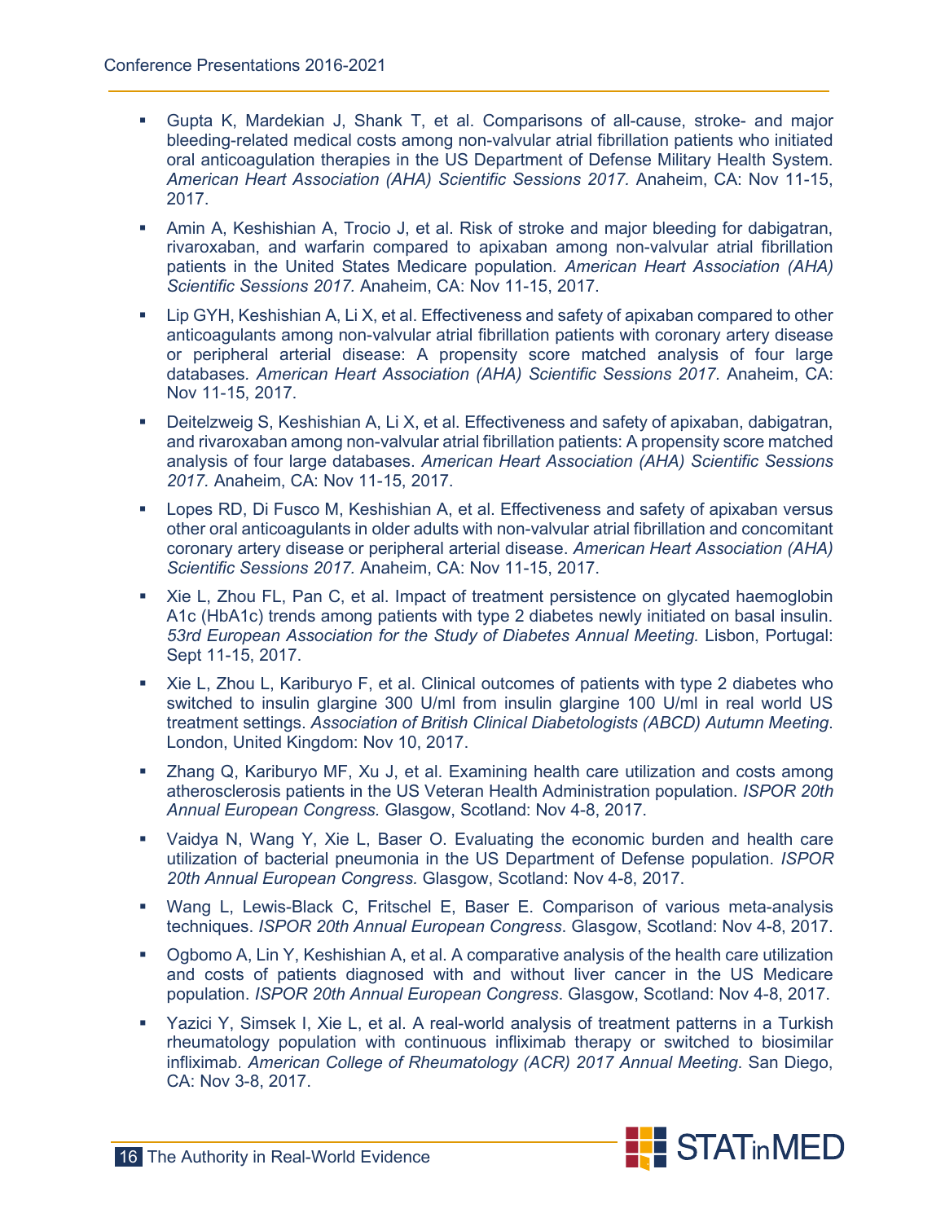- Gupta K, Mardekian J, Shank T, et al. Comparisons of all-cause, stroke- and major bleeding-related medical costs among non-valvular atrial fibrillation patients who initiated oral anticoagulation therapies in the US Department of Defense Military Health System. *American Heart Association (AHA) Scientific Sessions 2017.* Anaheim, CA: Nov 11-15, 2017.

- Amin A, Keshishian A, Trocio J, et al. Risk of stroke and major bleeding for dabigatran, rivaroxaban, and warfarin compared to apixaban among non-valvular atrial fibrillation patients in the United States Medicare population. *American Heart Association (AHA) Scientific Sessions 2017.* Anaheim, CA: Nov 11-15, 2017.

- Lip GYH, Keshishian A, Li X, et al. Effectiveness and safety of apixaban compared to other anticoagulants among non-valvular atrial fibrillation patients with coronary artery disease or peripheral arterial disease: A propensity score matched analysis of four large databases. *American Heart Association (AHA) Scientific Sessions 2017.* Anaheim, CA: Nov 11-15, 2017.

- Deitelzweig S, Keshishian A, Li X, et al. Effectiveness and safety of apixaban, dabigatran, and rivaroxaban among non-valvular atrial fibrillation patients: A propensity score matched analysis of four large databases. *American Heart Association (AHA) Scientific Sessions 2017.* Anaheim, CA: Nov 11-15, 2017.

- Lopes RD, Di Fusco M, Keshishian A, et al. Effectiveness and safety of apixaban versus other oral anticoagulants in older adults with non-valvular atrial fibrillation and concomitant coronary artery disease or peripheral arterial disease. *American Heart Association (AHA) Scientific Sessions 2017.* Anaheim, CA: Nov 11-15, 2017.

- Xie L, Zhou FL, Pan C, et al. Impact of treatment persistence on glycated haemoglobin A1c (HbA1c) trends among patients with type 2 diabetes newly initiated on basal insulin. *53rd European Association for the Study of Diabetes Annual Meeting.* Lisbon, Portugal: Sept 11-15, 2017.

- Xie L, Zhou L, Kariburyo F, et al. Clinical outcomes of patients with type 2 diabetes who switched to insulin glargine 300 U/ml from insulin glargine 100 U/ml in real world US treatment settings. *Association of British Clinical Diabetologists (ABCD) Autumn Meeting*. London, United Kingdom: Nov 10, 2017.

- Zhang Q, Kariburyo MF, Xu J, et al. Examining health care utilization and costs among atherosclerosis patients in the US Veteran Health Administration population. *ISPOR 20th Annual European Congress.* Glasgow, Scotland: Nov 4-8, 2017.

- Vaidya N, Wang Y, Xie L, Baser O. Evaluating the economic burden and health care utilization of bacterial pneumonia in the US Department of Defense population. *ISPOR 20th Annual European Congress.* Glasgow, Scotland: Nov 4-8, 2017.

- Wang L, Lewis-Black C, Fritschel E, Baser E. Comparison of various meta-analysis techniques. *ISPOR 20th Annual European Congress*. Glasgow, Scotland: Nov 4-8, 2017.

- Ogbomo A, Lin Y, Keshishian A, et al. A comparative analysis of the health care utilization and costs of patients diagnosed with and without liver cancer in the US Medicare population. *ISPOR 20th Annual European Congress*. Glasgow, Scotland: Nov 4-8, 2017.

- Yazici Y, Simsek I, Xie L, et al. A real-world analysis of treatment patterns in a Turkish rheumatology population with continuous infliximab therapy or switched to biosimilar infliximab. *American College of Rheumatology (ACR) 2017 Annual Meeting.* San Diego, CA: Nov 3-8, 2017.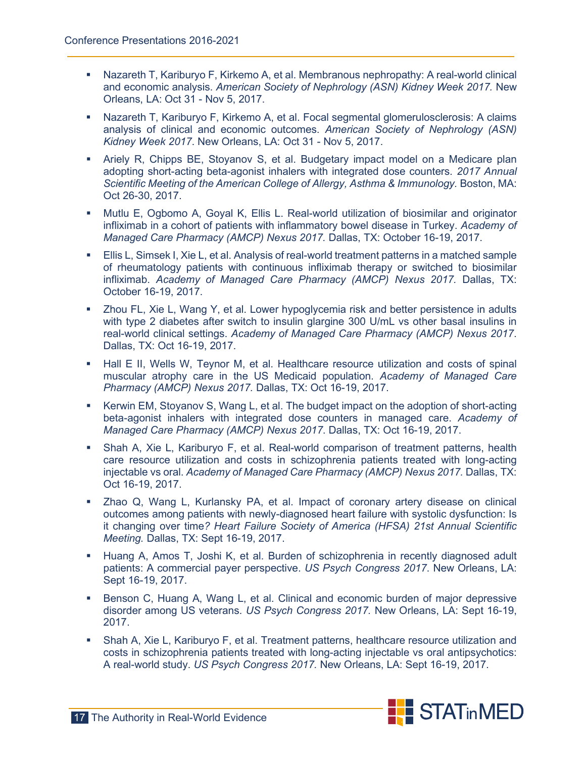- Nazareth T, Kariburyo F, Kirkemo A, et al. Membranous nephropathy: A real-world clinical and economic analysis. *American Society of Nephrology (ASN) Kidney Week 2017.* New Orleans, LA: Oct 31 - Nov 5, 2017.
- Nazareth T, Kariburyo F, Kirkemo A, et al. Focal segmental glomerulosclerosis: A claims analysis of clinical and economic outcomes. *American Society of Nephrology (ASN) Kidney Week 2017*. New Orleans, LA: Oct 31 - Nov 5, 2017.
- Ariely R, Chipps BE, Stoyanov S, et al. Budgetary impact model on a Medicare plan adopting short-acting beta-agonist inhalers with integrated dose counters. *2017 Annual Scientific Meeting of the American College of Allergy, Asthma & Immunology.* Boston, MA: Oct 26-30, 2017.
- Mutlu E, Ogbomo A, Goyal K, Ellis L. Real-world utilization of biosimilar and originator infliximab in a cohort of patients with inflammatory bowel disease in Turkey. *Academy of Managed Care Pharmacy (AMCP) Nexus 2017.* Dallas, TX: October 16-19, 2017.
- Ellis L, Simsek I, Xie L, et al. Analysis of real-world treatment patterns in a matched sample of rheumatology patients with continuous infliximab therapy or switched to biosimilar infliximab. *Academy of Managed Care Pharmacy (AMCP) Nexus 2017.* Dallas, TX: October 16-19, 2017.
- Zhou FL, Xie L, Wang Y, et al. Lower hypoglycemia risk and better persistence in adults with type 2 diabetes after switch to insulin glargine 300 U/mL vs other basal insulins in real-world clinical settings. *Academy of Managed Care Pharmacy (AMCP) Nexus 2017*. Dallas, TX: Oct 16-19, 2017.
- Hall E II, Wells W, Teynor M, et al. Healthcare resource utilization and costs of spinal muscular atrophy care in the US Medicaid population. *Academy of Managed Care Pharmacy (AMCP) Nexus 2017.* Dallas, TX: Oct 16-19, 2017.
- Kerwin EM, Stoyanov S, Wang L, et al. The budget impact on the adoption of short-acting beta-agonist inhalers with integrated dose counters in managed care. *Academy of Managed Care Pharmacy (AMCP) Nexus 2017*. Dallas, TX: Oct 16-19, 2017.
- Shah A, Xie L, Kariburyo F, et al. Real-world comparison of treatment patterns, health care resource utilization and costs in schizophrenia patients treated with long-acting injectable vs oral. *Academy of Managed Care Pharmacy (AMCP) Nexus 2017.* Dallas, TX: Oct 16-19, 2017.
- Zhao Q, Wang L, Kurlansky PA, et al. Impact of coronary artery disease on clinical outcomes among patients with newly-diagnosed heart failure with systolic dysfunction: Is it changing over time*? Heart Failure Society of America (HFSA) 21st Annual Scientific Meeting.* Dallas, TX: Sept 16-19, 2017.
- Huang A, Amos T, Joshi K, et al. Burden of schizophrenia in recently diagnosed adult patients: A commercial payer perspective. *US Psych Congress 2017*. New Orleans, LA: Sept 16-19, 2017.
- Benson C, Huang A, Wang L, et al. Clinical and economic burden of major depressive disorder among US veterans. *US Psych Congress 2017.* New Orleans, LA: Sept 16-19, 2017.
- Shah A, Xie L, Kariburyo F, et al. Treatment patterns, healthcare resource utilization and costs in schizophrenia patients treated with long-acting injectable vs oral antipsychotics: A real-world study. *US Psych Congress 2017.* New Orleans, LA: Sept 16-19, 2017.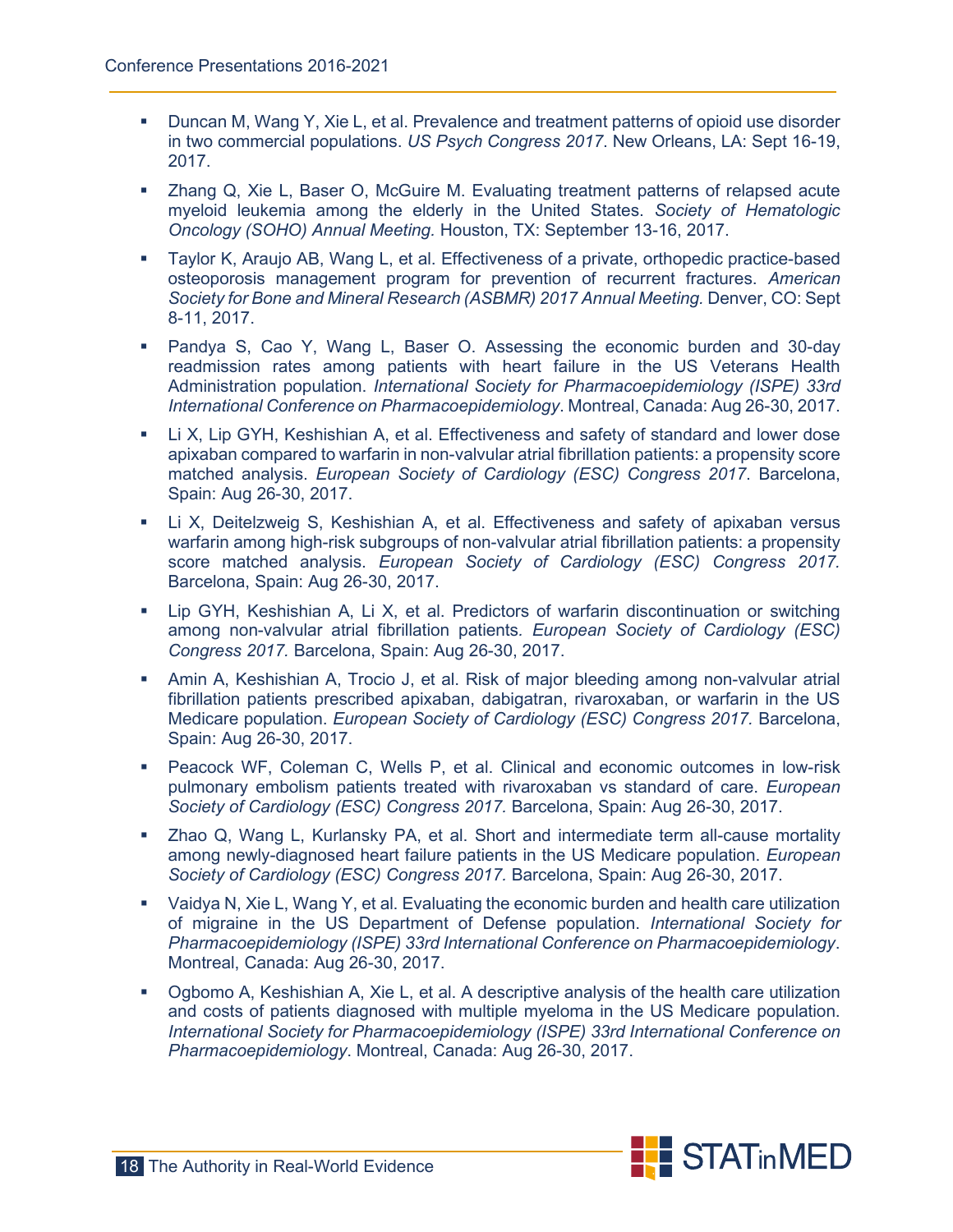- Duncan M, Wang Y, Xie L, et al. Prevalence and treatment patterns of opioid use disorder in two commercial populations. *US Psych Congress 2017*. New Orleans, LA: Sept 16-19, 2017.
- Zhang Q, Xie L, Baser O, McGuire M. Evaluating treatment patterns of relapsed acute myeloid leukemia among the elderly in the United States. *Society of Hematologic Oncology (SOHO) Annual Meeting.* Houston, TX: September 13-16, 2017.
- Taylor K, Araujo AB, Wang L, et al. Effectiveness of a private, orthopedic practice-based osteoporosis management program for prevention of recurrent fractures. *American Society for Bone and Mineral Research (ASBMR) 2017 Annual Meeting.* Denver, CO: Sept 8-11, 2017.
- Pandya S, Cao Y, Wang L, Baser O. Assessing the economic burden and 30-day readmission rates among patients with heart failure in the US Veterans Health Administration population. *International Society for Pharmacoepidemiology (ISPE) 33rd International Conference on Pharmacoepidemiology*. Montreal, Canada: Aug 26-30, 2017.
- Li X, Lip GYH, Keshishian A, et al. Effectiveness and safety of standard and lower dose apixaban compared to warfarin in non-valvular atrial fibrillation patients: a propensity score matched analysis. *European Society of Cardiology (ESC) Congress 2017*. Barcelona, Spain: Aug 26-30, 2017.
- Li X, Deitelzweig S, Keshishian A, et al. Effectiveness and safety of apixaban versus warfarin among high-risk subgroups of non-valvular atrial fibrillation patients: a propensity score matched analysis. *European Society of Cardiology (ESC) Congress 2017.* Barcelona, Spain: Aug 26-30, 2017.
- Lip GYH, Keshishian A, Li X, et al. Predictors of warfarin discontinuation or switching among non-valvular atrial fibrillation patients*. European Society of Cardiology (ESC) Congress 2017.* Barcelona, Spain: Aug 26-30, 2017.
- Amin A, Keshishian A, Trocio J, et al. Risk of major bleeding among non-valvular atrial fibrillation patients prescribed apixaban, dabigatran, rivaroxaban, or warfarin in the US Medicare population. *European Society of Cardiology (ESC) Congress 2017.* Barcelona, Spain: Aug 26-30, 2017.
- Peacock WF, Coleman C, Wells P, et al. Clinical and economic outcomes in low-risk pulmonary embolism patients treated with rivaroxaban vs standard of care. *European Society of Cardiology (ESC) Congress 2017.* Barcelona, Spain: Aug 26-30, 2017.
- Zhao Q, Wang L, Kurlansky PA, et al. Short and intermediate term all-cause mortality among newly-diagnosed heart failure patients in the US Medicare population. *European Society of Cardiology (ESC) Congress 2017.* Barcelona, Spain: Aug 26-30, 2017.
- Vaidya N, Xie L, Wang Y, et al. Evaluating the economic burden and health care utilization of migraine in the US Department of Defense population. *International Society for Pharmacoepidemiology (ISPE) 33rd International Conference on Pharmacoepidemiology*. Montreal, Canada: Aug 26-30, 2017.
- Ogbomo A, Keshishian A, Xie L, et al. A descriptive analysis of the health care utilization and costs of patients diagnosed with multiple myeloma in the US Medicare population. *International Society for Pharmacoepidemiology (ISPE) 33rd International Conference on Pharmacoepidemiology*. Montreal, Canada: Aug 26-30, 2017.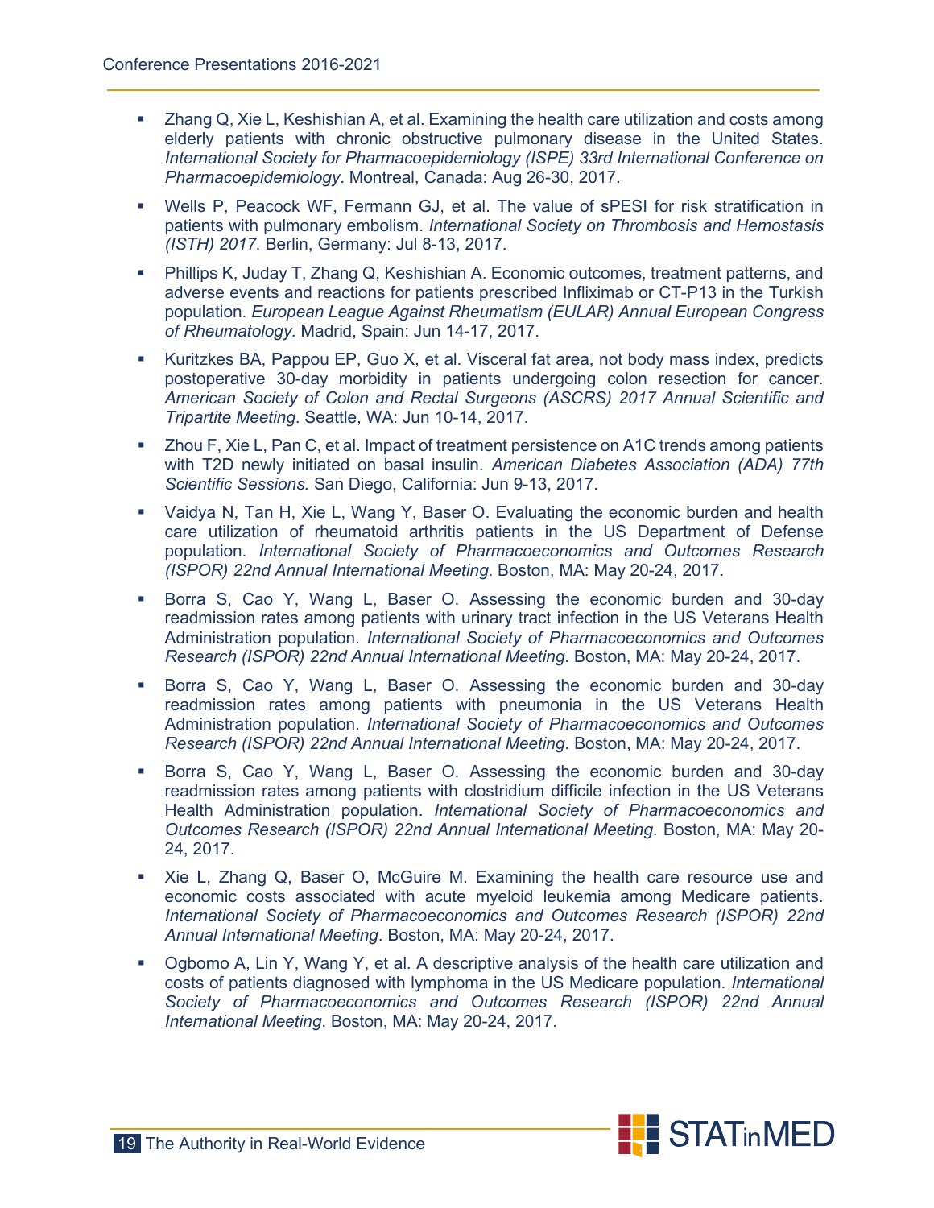- Zhang Q, Xie L, Keshishian A, et al. Examining the health care utilization and costs among elderly patients with chronic obstructive pulmonary disease in the United States. *International Society for Pharmacoepidemiology (ISPE) 33rd International Conference on Pharmacoepidemiology*. Montreal, Canada: Aug 26-30, 2017.
- Wells P, Peacock WF, Fermann GJ, et al. The value of sPESI for risk stratification in patients with pulmonary embolism. *International Society on Thrombosis and Hemostasis (ISTH) 2017.* Berlin, Germany: Jul 8-13, 2017.
- Phillips K, Juday T, Zhang Q, Keshishian A. Economic outcomes, treatment patterns, and adverse events and reactions for patients prescribed Infliximab or CT-P13 in the Turkish population. *European League Against Rheumatism (EULAR) Annual European Congress of Rheumatology.* Madrid, Spain: Jun 14-17, 2017.
- Kuritzkes BA, Pappou EP, Guo X, et al. Visceral fat area, not body mass index, predicts postoperative 30-day morbidity in patients undergoing colon resection for cancer. *American Society of Colon and Rectal Surgeons (ASCRS) 2017 Annual Scientific and Tripartite Meeting*. Seattle, WA: Jun 10-14, 2017.
- Zhou F, Xie L, Pan C, et al. Impact of treatment persistence on A1C trends among patients with T2D newly initiated on basal insulin. *American Diabetes Association (ADA) 77th Scientific Sessions.* San Diego, California: Jun 9-13, 2017.
- Vaidya N, Tan H, Xie L, Wang Y, Baser O. Evaluating the economic burden and health care utilization of rheumatoid arthritis patients in the US Department of Defense population. *International Society of Pharmacoeconomics and Outcomes Research (ISPOR) 22nd Annual International Meeting*. Boston, MA: May 20-24, 2017.
- Borra S, Cao Y, Wang L, Baser O. Assessing the economic burden and 30-day readmission rates among patients with urinary tract infection in the US Veterans Health Administration population. *International Society of Pharmacoeconomics and Outcomes Research (ISPOR) 22nd Annual International Meeting*. Boston, MA: May 20-24, 2017.
- Borra S, Cao Y, Wang L, Baser O. Assessing the economic burden and 30-day readmission rates among patients with pneumonia in the US Veterans Health Administration population. *International Society of Pharmacoeconomics and Outcomes Research (ISPOR) 22nd Annual International Meeting*. Boston, MA: May 20-24, 2017.
- Borra S, Cao Y, Wang L, Baser O. Assessing the economic burden and 30-day readmission rates among patients with clostridium difficile infection in the US Veterans Health Administration population. *International Society of Pharmacoeconomics and Outcomes Research (ISPOR) 22nd Annual International Meeting*. Boston, MA: May 20-24, 2017.
- Xie L, Zhang Q, Baser O, McGuire M. Examining the health care resource use and economic costs associated with acute myeloid leukemia among Medicare patients. *International Society of Pharmacoeconomics and Outcomes Research (ISPOR) 22nd Annual International Meeting*. Boston, MA: May 20-24, 2017.
- Ogbomo A, Lin Y, Wang Y, et al. A descriptive analysis of the health care utilization and costs of patients diagnosed with lymphoma in the US Medicare population. *International Society of Pharmacoeconomics and Outcomes Research (ISPOR) 22nd Annual International Meeting*. Boston, MA: May 20-24, 2017.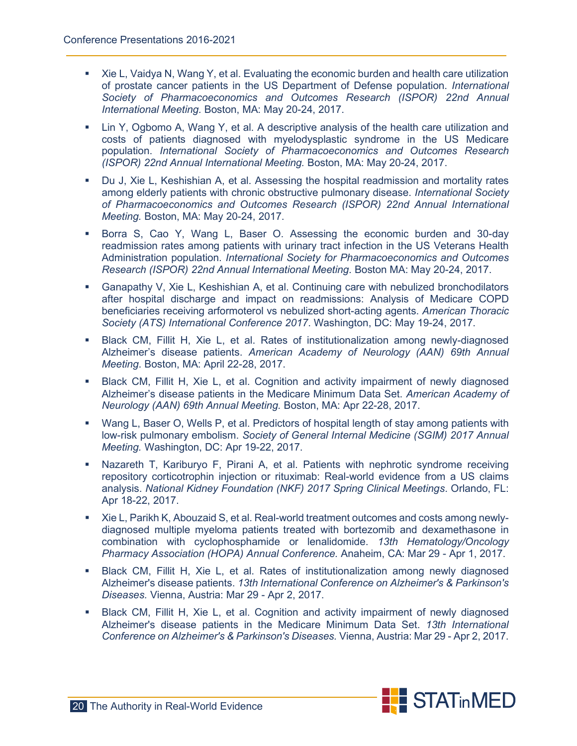- Xie L, Vaidya N, Wang Y, et al. Evaluating the economic burden and health care utilization of prostate cancer patients in the US Department of Defense population. *International Society of Pharmacoeconomics and Outcomes Research (ISPOR) 22nd Annual International Meeting.* Boston, MA: May 20-24, 2017.
- Lin Y, Ogbomo A, Wang Y, et al. A descriptive analysis of the health care utilization and costs of patients diagnosed with myelodysplastic syndrome in the US Medicare population. *International Society of Pharmacoeconomics and Outcomes Research (ISPOR) 22nd Annual International Meeting.* Boston, MA: May 20-24, 2017.
- Du J, Xie L, Keshishian A, et al. Assessing the hospital readmission and mortality rates among elderly patients with chronic obstructive pulmonary disease. *International Society of Pharmacoeconomics and Outcomes Research (ISPOR) 22nd Annual International Meeting.* Boston, MA: May 20-24, 2017.
- Borra S, Cao Y, Wang L, Baser O. Assessing the economic burden and 30-day readmission rates among patients with urinary tract infection in the US Veterans Health Administration population. *International Society for Pharmacoeconomics and Outcomes Research (ISPOR) 22nd Annual International Meeting*. Boston MA: May 20-24, 2017.
- Ganapathy V, Xie L, Keshishian A, et al. Continuing care with nebulized bronchodilators after hospital discharge and impact on readmissions: Analysis of Medicare COPD beneficiaries receiving arformoterol vs nebulized short-acting agents. *American Thoracic Society (ATS) International Conference 2017*. Washington, DC: May 19-24, 2017.
- Black CM, Fillit H, Xie L, et al. Rates of institutionalization among newly-diagnosed Alzheimer's disease patients. *American Academy of Neurology (AAN) 69th Annual Meeting*. Boston, MA: April 22-28, 2017.
- Black CM, Fillit H, Xie L, et al. Cognition and activity impairment of newly diagnosed Alzheimer's disease patients in the Medicare Minimum Data Set. *American Academy of Neurology (AAN) 69th Annual Meeting.* Boston, MA: Apr 22-28, 2017.
- Wang L, Baser O, Wells P, et al. Predictors of hospital length of stay among patients with low-risk pulmonary embolism. *Society of General Internal Medicine (SGIM) 2017 Annual Meeting.* Washington, DC: Apr 19-22, 2017.
- Nazareth T, Kariburyo F, Pirani A, et al. Patients with nephrotic syndrome receiving repository corticotrophin injection or rituximab: Real-world evidence from a US claims analysis. *National Kidney Foundation (NKF) 2017 Spring Clinical Meetings*. Orlando, FL: Apr 18-22, 2017.
- Xie L, Parikh K, Abouzaid S, et al. Real-world treatment outcomes and costs among newly-diagnosed multiple myeloma patients treated with bortezomib and dexamethasone in combination with cyclophosphamide or lenalidomide. *13th Hematology/Oncology Pharmacy Association (HOPA) Annual Conference.* Anaheim, CA: Mar 29 - Apr 1, 2017.
- Black CM, Fillit H, Xie L, et al. Rates of institutionalization among newly diagnosed Alzheimer's disease patients. *13th International Conference on Alzheimer's & Parkinson's Diseases.* Vienna, Austria: Mar 29 - Apr 2, 2017.
- Black CM, Fillit H, Xie L, et al. Cognition and activity impairment of newly diagnosed Alzheimer's disease patients in the Medicare Minimum Data Set. *13th International Conference on Alzheimer's & Parkinson's Diseases.* Vienna, Austria: Mar 29 - Apr 2, 2017.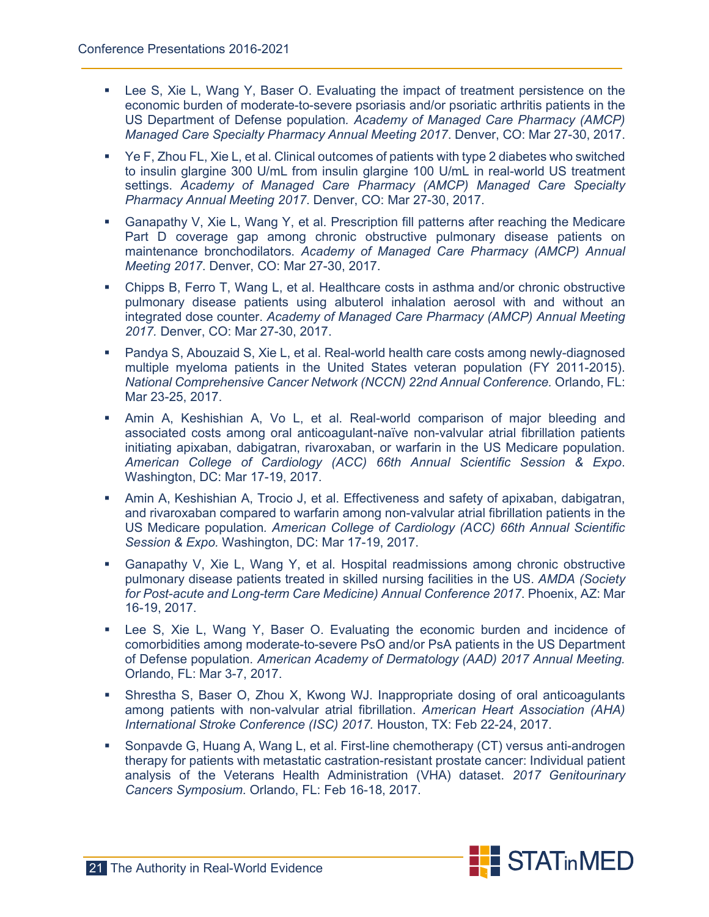- Lee S, Xie L, Wang Y, Baser O. Evaluating the impact of treatment persistence on the economic burden of moderate-to-severe psoriasis and/or psoriatic arthritis patients in the US Department of Defense population. *Academy of Managed Care Pharmacy (AMCP) Managed Care Specialty Pharmacy Annual Meeting 2017*. Denver, CO: Mar 27-30, 2017.
- Ye F, Zhou FL, Xie L, et al. Clinical outcomes of patients with type 2 diabetes who switched to insulin glargine 300 U/mL from insulin glargine 100 U/mL in real-world US treatment settings. *Academy of Managed Care Pharmacy (AMCP) Managed Care Specialty Pharmacy Annual Meeting 2017*. Denver, CO: Mar 27-30, 2017.
- Ganapathy V, Xie L, Wang Y, et al. Prescription fill patterns after reaching the Medicare Part D coverage gap among chronic obstructive pulmonary disease patients on maintenance bronchodilators. *Academy of Managed Care Pharmacy (AMCP) Annual Meeting 2017*. Denver, CO: Mar 27-30, 2017.
- Chipps B, Ferro T, Wang L, et al. Healthcare costs in asthma and/or chronic obstructive pulmonary disease patients using albuterol inhalation aerosol with and without an integrated dose counter. *Academy of Managed Care Pharmacy (AMCP) Annual Meeting 2017.* Denver, CO: Mar 27-30, 2017.
- Pandya S, Abouzaid S, Xie L, et al. Real-world health care costs among newly-diagnosed multiple myeloma patients in the United States veteran population (FY 2011-2015). *National Comprehensive Cancer Network (NCCN) 22nd Annual Conference.* Orlando, FL: Mar 23-25, 2017.
- Amin A, Keshishian A, Vo L, et al. Real-world comparison of major bleeding and associated costs among oral anticoagulant-naïve non-valvular atrial fibrillation patients initiating apixaban, dabigatran, rivaroxaban, or warfarin in the US Medicare population. *American College of Cardiology (ACC) 66th Annual Scientific Session & Expo*. Washington, DC: Mar 17-19, 2017.
- Amin A, Keshishian A, Trocio J, et al. Effectiveness and safety of apixaban, dabigatran, and rivaroxaban compared to warfarin among non-valvular atrial fibrillation patients in the US Medicare population. *American College of Cardiology (ACC) 66th Annual Scientific Session & Expo.* Washington, DC: Mar 17-19, 2017.
- Ganapathy V, Xie L, Wang Y, et al. Hospital readmissions among chronic obstructive pulmonary disease patients treated in skilled nursing facilities in the US. *AMDA (Society for Post-acute and Long-term Care Medicine) Annual Conference 2017*. Phoenix, AZ: Mar 16-19, 2017.
- Lee S, Xie L, Wang Y, Baser O. Evaluating the economic burden and incidence of comorbidities among moderate-to-severe PsO and/or PsA patients in the US Department of Defense population. *American Academy of Dermatology (AAD) 2017 Annual Meeting.* Orlando, FL: Mar 3-7, 2017.
- Shrestha S, Baser O, Zhou X, Kwong WJ. Inappropriate dosing of oral anticoagulants among patients with non-valvular atrial fibrillation. *American Heart Association (AHA) International Stroke Conference (ISC) 2017.* Houston, TX: Feb 22-24, 2017.
- Sonpavde G, Huang A, Wang L, et al. First-line chemotherapy (CT) versus anti-androgen therapy for patients with metastatic castration-resistant prostate cancer: Individual patient analysis of the Veterans Health Administration (VHA) dataset. *2017 Genitourinary Cancers Symposium*. Orlando, FL: Feb 16-18, 2017.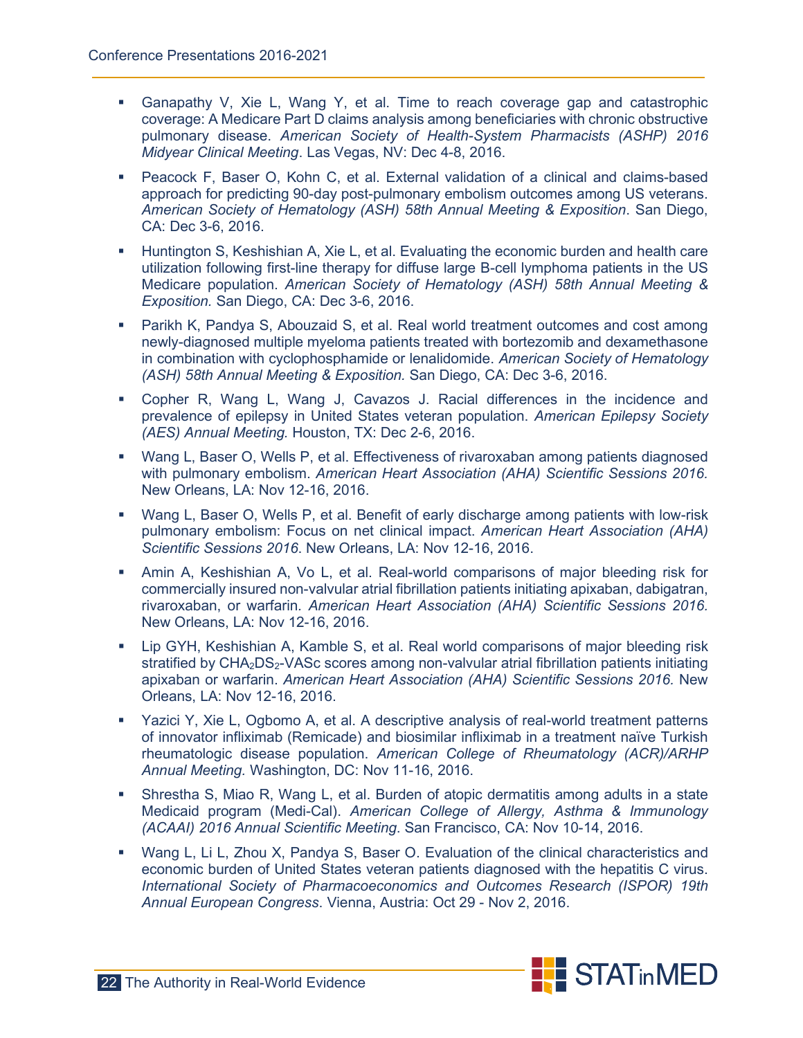- Ganapathy V, Xie L, Wang Y, et al. Time to reach coverage gap and catastrophic coverage: A Medicare Part D claims analysis among beneficiaries with chronic obstructive pulmonary disease. *American Society of Health-System Pharmacists (ASHP) 2016 Midyear Clinical Meeting*. Las Vegas, NV: Dec 4-8, 2016.
- Peacock F, Baser O, Kohn C, et al. External validation of a clinical and claims-based approach for predicting 90-day post-pulmonary embolism outcomes among US veterans. *American Society of Hematology (ASH) 58th Annual Meeting & Exposition*. San Diego, CA: Dec 3-6, 2016.
- Huntington S, Keshishian A, Xie L, et al. Evaluating the economic burden and health care utilization following first-line therapy for diffuse large B-cell lymphoma patients in the US Medicare population. *American Society of Hematology (ASH) 58th Annual Meeting & Exposition.* San Diego, CA: Dec 3-6, 2016.
- Parikh K, Pandya S, Abouzaid S, et al. Real world treatment outcomes and cost among newly-diagnosed multiple myeloma patients treated with bortezomib and dexamethasone in combination with cyclophosphamide or lenalidomide. *American Society of Hematology (ASH) 58th Annual Meeting & Exposition.* San Diego, CA: Dec 3-6, 2016.
- Copher R, Wang L, Wang J, Cavazos J. Racial differences in the incidence and prevalence of epilepsy in United States veteran population. *American Epilepsy Society (AES) Annual Meeting.* Houston, TX: Dec 2-6, 2016.
- Wang L, Baser O, Wells P, et al. Effectiveness of rivaroxaban among patients diagnosed with pulmonary embolism. *American Heart Association (AHA) Scientific Sessions 2016.* New Orleans, LA: Nov 12-16, 2016.
- Wang L, Baser O, Wells P, et al. Benefit of early discharge among patients with low-risk pulmonary embolism: Focus on net clinical impact. *American Heart Association (AHA) Scientific Sessions 2016.* New Orleans, LA: Nov 12-16, 2016.
- Amin A, Keshishian A, Vo L, et al. Real-world comparisons of major bleeding risk for commercially insured non-valvular atrial fibrillation patients initiating apixaban, dabigatran, rivaroxaban, or warfarin. *American Heart Association (AHA) Scientific Sessions 2016.* New Orleans, LA: Nov 12-16, 2016.
- Lip GYH, Keshishian A, Kamble S, et al. Real world comparisons of major bleeding risk stratified by $CHA_2DS_2$-VASc scores among non-valvular atrial fibrillation patients initiating apixaban or warfarin. *American Heart Association (AHA) Scientific Sessions 2016.* New Orleans, LA: Nov 12-16, 2016.
- Yazici Y, Xie L, Ogbomo A, et al. A descriptive analysis of real-world treatment patterns of innovator infliximab (Remicade) and biosimilar infliximab in a treatment naïve Turkish rheumatologic disease population. *American College of Rheumatology (ACR)/ARHP Annual Meeting.* Washington, DC: Nov 11-16, 2016.
- Shrestha S, Miao R, Wang L, et al. Burden of atopic dermatitis among adults in a state Medicaid program (Medi-Cal). *American College of Allergy, Asthma & Immunology (ACAAI) 2016 Annual Scientific Meeting*. San Francisco, CA: Nov 10-14, 2016.
- Wang L, Li L, Zhou X, Pandya S, Baser O. Evaluation of the clinical characteristics and economic burden of United States veteran patients diagnosed with the hepatitis C virus. *International Society of Pharmacoeconomics and Outcomes Research (ISPOR) 19th Annual European Congress*. Vienna, Austria: Oct 29 - Nov 2, 2016.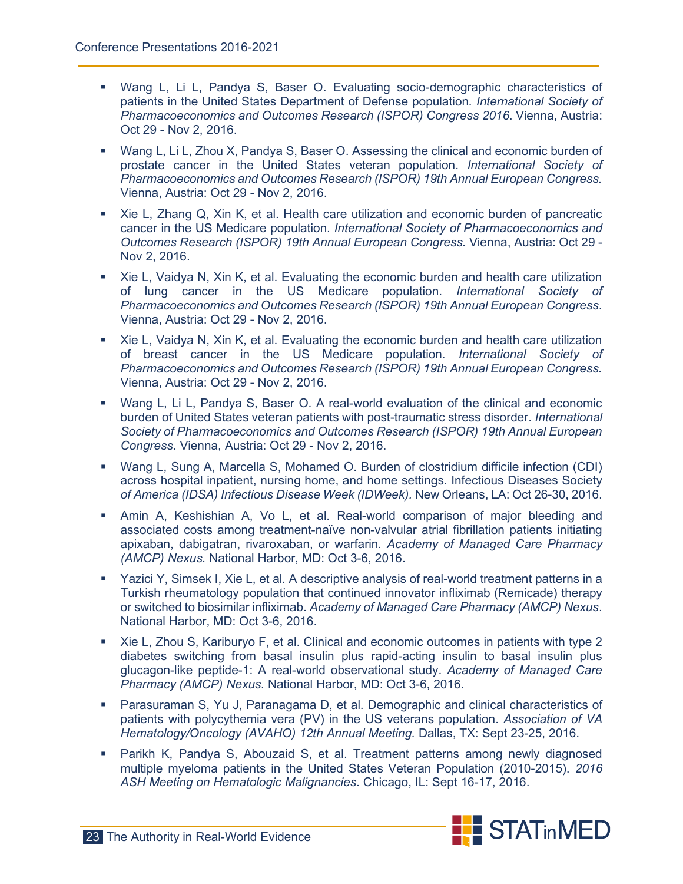- Wang L, Li L, Pandya S, Baser O. Evaluating socio-demographic characteristics of patients in the United States Department of Defense population. *International Society of Pharmacoeconomics and Outcomes Research (ISPOR) Congress 2016*. Vienna, Austria: Oct 29 - Nov 2, 2016.
- Wang L, Li L, Zhou X, Pandya S, Baser O. Assessing the clinical and economic burden of prostate cancer in the United States veteran population. *International Society of Pharmacoeconomics and Outcomes Research (ISPOR) 19th Annual European Congress.* Vienna, Austria: Oct 29 - Nov 2, 2016.
- Xie L, Zhang Q, Xin K, et al. Health care utilization and economic burden of pancreatic cancer in the US Medicare population. *International Society of Pharmacoeconomics and Outcomes Research (ISPOR) 19th Annual European Congress.* Vienna, Austria: Oct 29 - Nov 2, 2016.
- Xie L, Vaidya N, Xin K, et al. Evaluating the economic burden and health care utilization of lung cancer in the US Medicare population. *International Society of Pharmacoeconomics and Outcomes Research (ISPOR) 19th Annual European Congress*. Vienna, Austria: Oct 29 - Nov 2, 2016.
- Xie L, Vaidya N, Xin K, et al. Evaluating the economic burden and health care utilization of breast cancer in the US Medicare population*. International Society of Pharmacoeconomics and Outcomes Research (ISPOR) 19th Annual European Congress.* Vienna, Austria: Oct 29 - Nov 2, 2016.
- Wang L, Li L, Pandya S, Baser O. A real-world evaluation of the clinical and economic burden of United States veteran patients with post-traumatic stress disorder. *International Society of Pharmacoeconomics and Outcomes Research (ISPOR) 19th Annual European Congress.* Vienna, Austria: Oct 29 - Nov 2, 2016.
- Wang L, Sung A, Marcella S, Mohamed O. Burden of clostridium difficile infection (CDI) across hospital inpatient, nursing home, and home settings. Infectious Diseases Society *of America (IDSA) Infectious Disease Week (IDWeek)*. New Orleans, LA: Oct 26-30, 2016.
- Amin A, Keshishian A, Vo L, et al. Real-world comparison of major bleeding and associated costs among treatment-naïve non-valvular atrial fibrillation patients initiating apixaban, dabigatran, rivaroxaban, or warfarin*. Academy of Managed Care Pharmacy (AMCP) Nexus.* National Harbor, MD: Oct 3-6, 2016.
- Yazici Y, Simsek I, Xie L, et al. A descriptive analysis of real-world treatment patterns in a Turkish rheumatology population that continued innovator infliximab (Remicade) therapy or switched to biosimilar infliximab. *Academy of Managed Care Pharmacy (AMCP) Nexus*. National Harbor, MD: Oct 3-6, 2016.
- Xie L, Zhou S, Kariburyo F, et al. Clinical and economic outcomes in patients with type 2 diabetes switching from basal insulin plus rapid-acting insulin to basal insulin plus glucagon-like peptide-1: A real-world observational study. *Academy of Managed Care Pharmacy (AMCP) Nexus.* National Harbor, MD: Oct 3-6, 2016.
- Parasuraman S, Yu J, Paranagama D, et al. Demographic and clinical characteristics of patients with polycythemia vera (PV) in the US veterans population. *Association of VA Hematology/Oncology (AVAHO) 12th Annual Meeting.* Dallas, TX: Sept 23-25, 2016.
- Parikh K, Pandya S, Abouzaid S, et al. Treatment patterns among newly diagnosed multiple myeloma patients in the United States Veteran Population (2010-2015). *2016 ASH Meeting on Hematologic Malignancies*. Chicago, IL: Sept 16-17, 2016.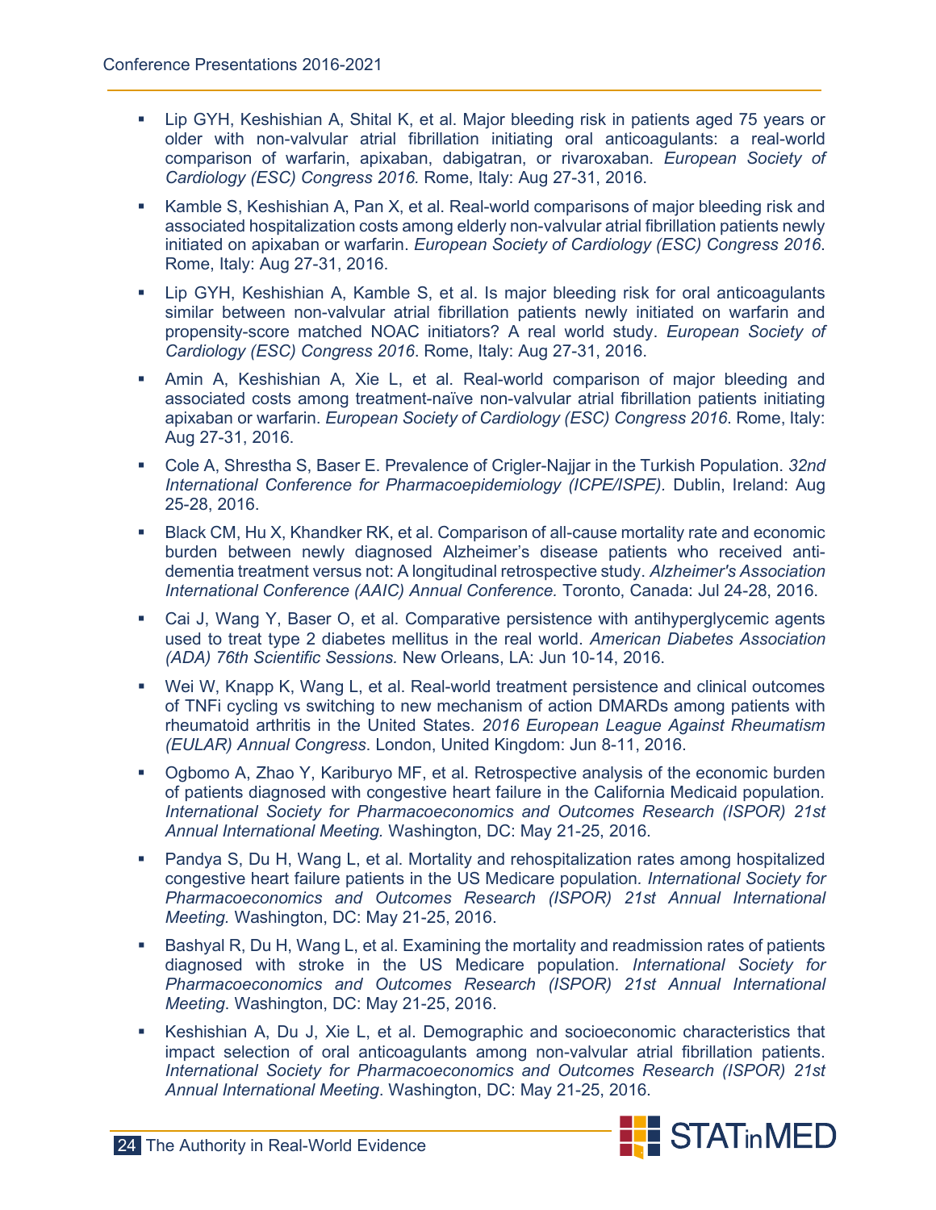- Lip GYH, Keshishian A, Shital K, et al. Major bleeding risk in patients aged 75 years or older with non-valvular atrial fibrillation initiating oral anticoagulants: a real-world comparison of warfarin, apixaban, dabigatran, or rivaroxaban. *European Society of Cardiology (ESC) Congress 2016.* Rome, Italy: Aug 27-31, 2016.
- Kamble S, Keshishian A, Pan X, et al. Real-world comparisons of major bleeding risk and associated hospitalization costs among elderly non-valvular atrial fibrillation patients newly initiated on apixaban or warfarin. *European Society of Cardiology (ESC) Congress 2016*. Rome, Italy: Aug 27-31, 2016.
- Lip GYH, Keshishian A, Kamble S, et al. Is major bleeding risk for oral anticoagulants similar between non-valvular atrial fibrillation patients newly initiated on warfarin and propensity-score matched NOAC initiators? A real world study. *European Society of Cardiology (ESC) Congress 2016*. Rome, Italy: Aug 27-31, 2016.
- Amin A, Keshishian A, Xie L, et al. Real-world comparison of major bleeding and associated costs among treatment-naïve non-valvular atrial fibrillation patients initiating apixaban or warfarin. *European Society of Cardiology (ESC) Congress 2016*. Rome, Italy: Aug 27-31, 2016.
- Cole A, Shrestha S, Baser E. Prevalence of Crigler-Najjar in the Turkish Population. *32nd International Conference for Pharmacoepidemiology (ICPE/ISPE)*. Dublin, Ireland: Aug 25-28, 2016.
- Black CM, Hu X, Khandker RK, et al. Comparison of all-cause mortality rate and economic burden between newly diagnosed Alzheimer's disease patients who received anti-dementia treatment versus not: A longitudinal retrospective study. *Alzheimer's Association International Conference (AAIC) Annual Conference.* Toronto, Canada: Jul 24-28, 2016.
- Cai J, Wang Y, Baser O, et al. Comparative persistence with antihyperglycemic agents used to treat type 2 diabetes mellitus in the real world. *American Diabetes Association (ADA) 76th Scientific Sessions.* New Orleans, LA: Jun 10-14, 2016.
- Wei W, Knapp K, Wang L, et al. Real-world treatment persistence and clinical outcomes of TNFi cycling vs switching to new mechanism of action DMARDs among patients with rheumatoid arthritis in the United States. *2016 European League Against Rheumatism (EULAR) Annual Congress*. London, United Kingdom: Jun 8-11, 2016.
- Ogbomo A, Zhao Y, Kariburyo MF, et al. Retrospective analysis of the economic burden of patients diagnosed with congestive heart failure in the California Medicaid population. *International Society for Pharmacoeconomics and Outcomes Research (ISPOR) 21st Annual International Meeting.* Washington, DC: May 21-25, 2016.
- Pandya S, Du H, Wang L, et al. Mortality and rehospitalization rates among hospitalized congestive heart failure patients in the US Medicare population. *International Society for Pharmacoeconomics and Outcomes Research (ISPOR) 21st Annual International Meeting.* Washington, DC: May 21-25, 2016.
- Bashyal R, Du H, Wang L, et al. Examining the mortality and readmission rates of patients diagnosed with stroke in the US Medicare population. *International Society for Pharmacoeconomics and Outcomes Research (ISPOR) 21st Annual International Meeting.* Washington, DC: May 21-25, 2016.
- Keshishian A, Du J, Xie L, et al. Demographic and socioeconomic characteristics that impact selection of oral anticoagulants among non-valvular atrial fibrillation patients. *International Society for Pharmacoeconomics and Outcomes Research (ISPOR) 21st Annual International Meeting*. Washington, DC: May 21-25, 2016.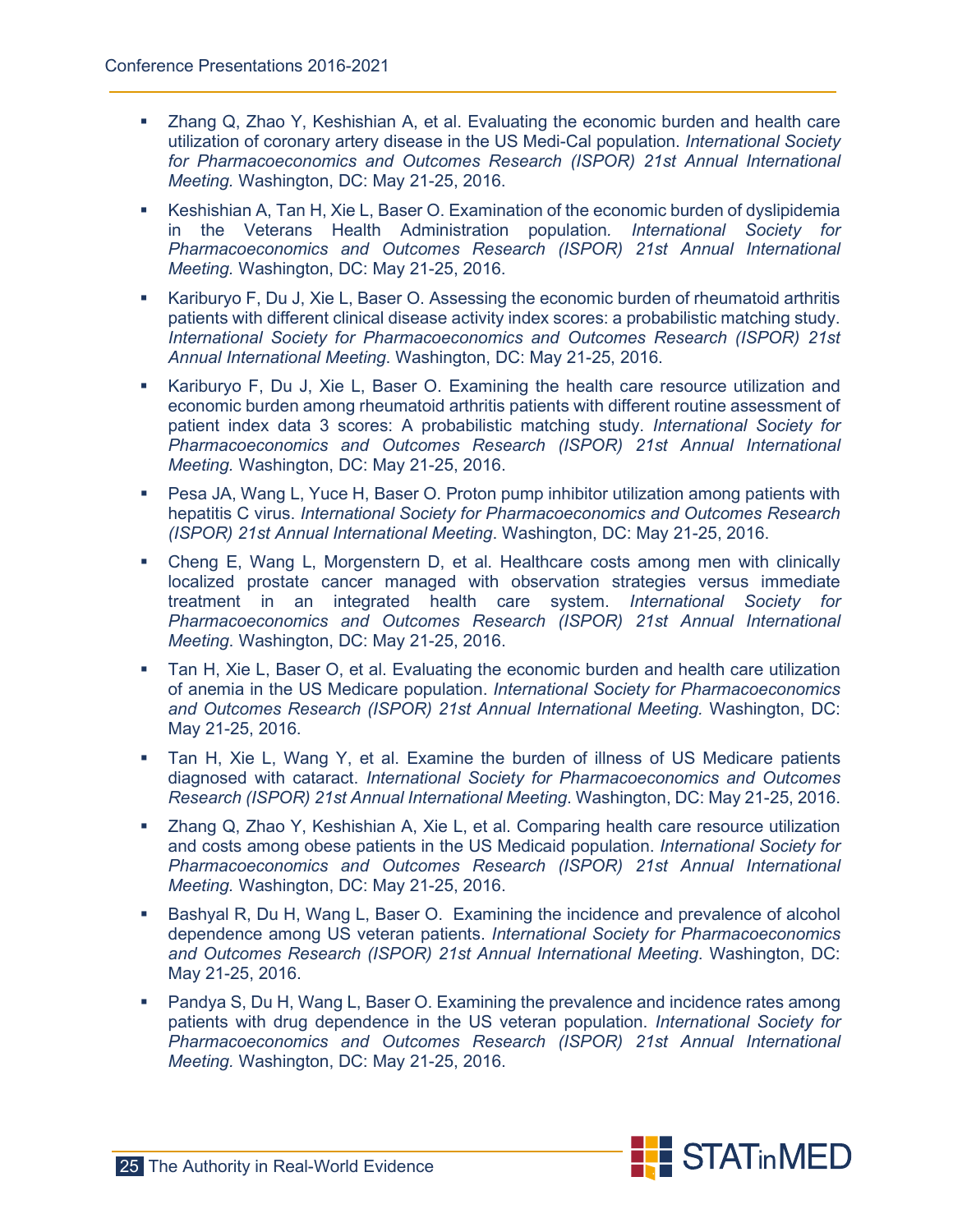- Zhang Q, Zhao Y, Keshishian A, et al. Evaluating the economic burden and health care utilization of coronary artery disease in the US Medi-Cal population. *International Society for Pharmacoeconomics and Outcomes Research (ISPOR) 21st Annual International Meeting.* Washington, DC: May 21-25, 2016.
- Keshishian A, Tan H, Xie L, Baser O. Examination of the economic burden of dyslipidemia in the Veterans Health Administration population. *International Society for Pharmacoeconomics and Outcomes Research (ISPOR) 21st Annual International Meeting.* Washington, DC: May 21-25, 2016.
- Kariburyo F, Du J, Xie L, Baser O. Assessing the economic burden of rheumatoid arthritis patients with different clinical disease activity index scores: a probabilistic matching study. *International Society for Pharmacoeconomics and Outcomes Research (ISPOR) 21st Annual International Meeting*. Washington, DC: May 21-25, 2016.
- Kariburyo F, Du J, Xie L, Baser O. Examining the health care resource utilization and economic burden among rheumatoid arthritis patients with different routine assessment of patient index data 3 scores: A probabilistic matching study. *International Society for Pharmacoeconomics and Outcomes Research (ISPOR) 21st Annual International Meeting.* Washington, DC: May 21-25, 2016.
- Pesa JA, Wang L, Yuce H, Baser O. Proton pump inhibitor utilization among patients with hepatitis C virus. *International Society for Pharmacoeconomics and Outcomes Research (ISPOR) 21st Annual International Meeting*. Washington, DC: May 21-25, 2016.
- Cheng E, Wang L, Morgenstern D, et al. Healthcare costs among men with clinically localized prostate cancer managed with observation strategies versus immediate treatment in an integrated health care system. *International Society for Pharmacoeconomics and Outcomes Research (ISPOR) 21st Annual International Meeting.* Washington, DC: May 21-25, 2016.
- Tan H, Xie L, Baser O, et al. Evaluating the economic burden and health care utilization of anemia in the US Medicare population. *International Society for Pharmacoeconomics and Outcomes Research (ISPOR) 21st Annual International Meeting.* Washington, DC: May 21-25, 2016.
- Tan H, Xie L, Wang Y, et al. Examine the burden of illness of US Medicare patients diagnosed with cataract. *International Society for Pharmacoeconomics and Outcomes Research (ISPOR) 21st Annual International Meeting*. Washington, DC: May 21-25, 2016.
- Zhang Q, Zhao Y, Keshishian A, Xie L, et al. Comparing health care resource utilization and costs among obese patients in the US Medicaid population. *International Society for Pharmacoeconomics and Outcomes Research (ISPOR) 21st Annual International Meeting.* Washington, DC: May 21-25, 2016.
- Bashyal R, Du H, Wang L, Baser O. Examining the incidence and prevalence of alcohol dependence among US veteran patients. *International Society for Pharmacoeconomics and Outcomes Research (ISPOR) 21st Annual International Meeting.* Washington, DC: May 21-25, 2016.
- Pandya S, Du H, Wang L, Baser O. Examining the prevalence and incidence rates among patients with drug dependence in the US veteran population. *International Society for Pharmacoeconomics and Outcomes Research (ISPOR) 21st Annual International Meeting.* Washington, DC: May 21-25, 2016.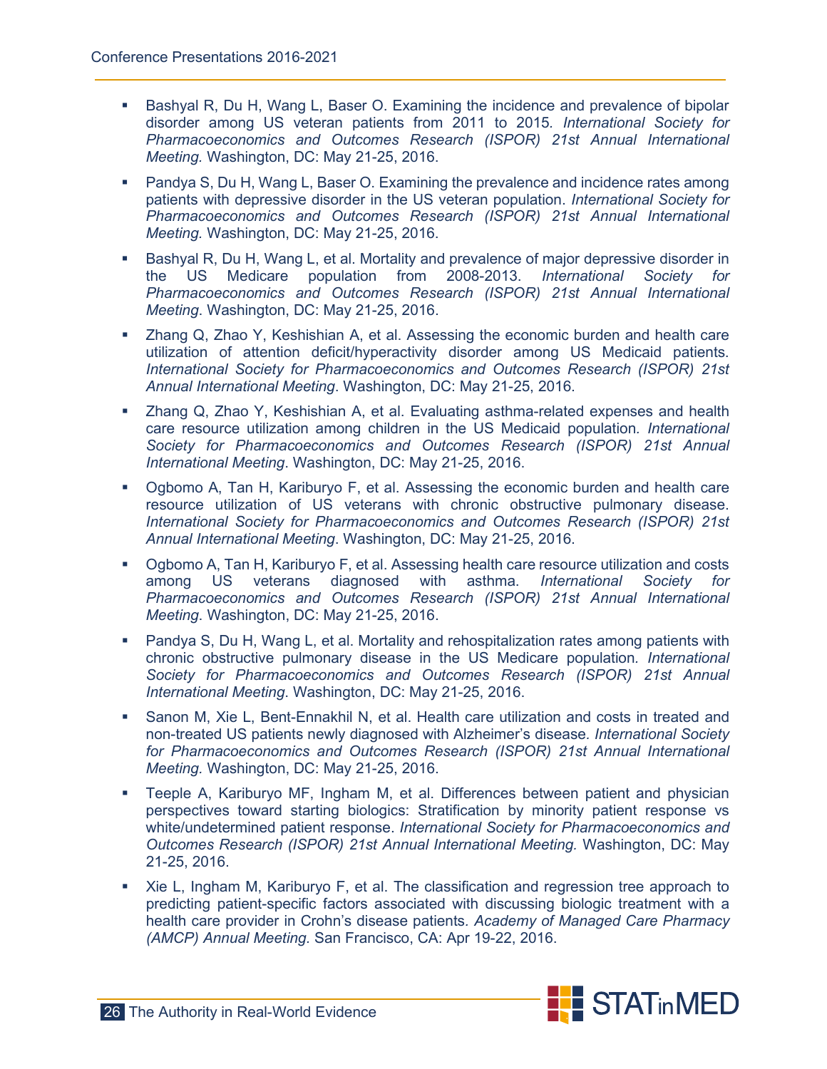- Bashyal R, Du H, Wang L, Baser O. Examining the incidence and prevalence of bipolar disorder among US veteran patients from 2011 to 2015. *International Society for Pharmacoeconomics and Outcomes Research (ISPOR) 21st Annual International Meeting.* Washington, DC: May 21-25, 2016.

- Pandya S, Du H, Wang L, Baser O. Examining the prevalence and incidence rates among patients with depressive disorder in the US veteran population. *International Society for Pharmacoeconomics and Outcomes Research (ISPOR) 21st Annual International Meeting.* Washington, DC: May 21-25, 2016.

- Bashyal R, Du H, Wang L, et al. Mortality and prevalence of major depressive disorder in the US Medicare population from 2008-2013. *International Society for Pharmacoeconomics and Outcomes Research (ISPOR) 21st Annual International Meeting.* Washington, DC: May 21-25, 2016.

- Zhang Q, Zhao Y, Keshishian A, et al. Assessing the economic burden and health care utilization of attention deficit/hyperactivity disorder among US Medicaid patients. *International Society for Pharmacoeconomics and Outcomes Research (ISPOR) 21st Annual International Meeting*. Washington, DC: May 21-25, 2016.

- Zhang Q, Zhao Y, Keshishian A, et al. Evaluating asthma-related expenses and health care resource utilization among children in the US Medicaid population. *International Society for Pharmacoeconomics and Outcomes Research (ISPOR) 21st Annual International Meeting*. Washington, DC: May 21-25, 2016.

- Ogbomo A, Tan H, Kariburyo F, et al. Assessing the economic burden and health care resource utilization of US veterans with chronic obstructive pulmonary disease. *International Society for Pharmacoeconomics and Outcomes Research (ISPOR) 21st Annual International Meeting*. Washington, DC: May 21-25, 2016.

- Ogbomo A, Tan H, Kariburyo F, et al. Assessing health care resource utilization and costs among US veterans diagnosed with asthma. *International Society for Pharmacoeconomics and Outcomes Research (ISPOR) 21st Annual International Meeting*. Washington, DC: May 21-25, 2016.

- Pandya S, Du H, Wang L, et al. Mortality and rehospitalization rates among patients with chronic obstructive pulmonary disease in the US Medicare population. *International Society for Pharmacoeconomics and Outcomes Research (ISPOR) 21st Annual International Meeting*. Washington, DC: May 21-25, 2016.

- Sanon M, Xie L, Bent-Ennakhil N, et al. Health care utilization and costs in treated and non-treated US patients newly diagnosed with Alzheimer's disease. *International Society for Pharmacoeconomics and Outcomes Research (ISPOR) 21st Annual International Meeting.* Washington, DC: May 21-25, 2016.

- Teeple A, Kariburyo MF, Ingham M, et al. Differences between patient and physician perspectives toward starting biologics: Stratification by minority patient response vs white/undetermined patient response. *International Society for Pharmacoeconomics and Outcomes Research (ISPOR) 21st Annual International Meeting.* Washington, DC: May 21-25, 2016.

- Xie L, Ingham M, Kariburyo F, et al. The classification and regression tree approach to predicting patient-specific factors associated with discussing biologic treatment with a health care provider in Crohn's disease patients. *Academy of Managed Care Pharmacy (AMCP) Annual Meeting.* San Francisco, CA: Apr 19-22, 2016.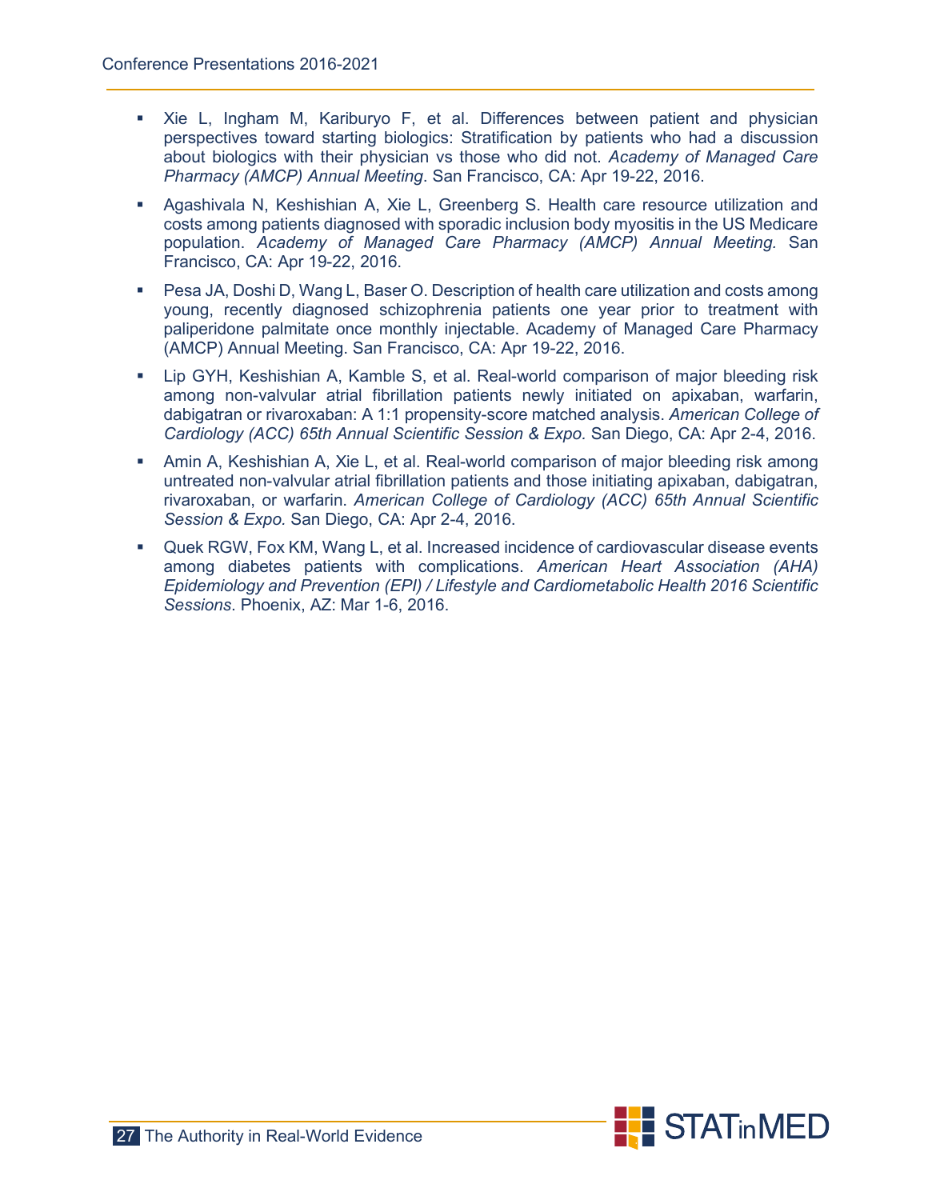- Xie L, Ingham M, Kariburyo F, et al. Differences between patient and physician perspectives toward starting biologics: Stratification by patients who had a discussion about biologics with their physician vs those who did not. *Academy of Managed Care Pharmacy (AMCP) Annual Meeting*. San Francisco, CA: Apr 19-22, 2016.
- Agashivala N, Keshishian A, Xie L, Greenberg S. Health care resource utilization and costs among patients diagnosed with sporadic inclusion body myositis in the US Medicare population. *Academy of Managed Care Pharmacy (AMCP) Annual Meeting.* San Francisco, CA: Apr 19-22, 2016.
- Pesa JA, Doshi D, Wang L, Baser O. Description of health care utilization and costs among young, recently diagnosed schizophrenia patients one year prior to treatment with paliperidone palmitate once monthly injectable. Academy of Managed Care Pharmacy (AMCP) Annual Meeting. San Francisco, CA: Apr 19-22, 2016.
- Lip GYH, Keshishian A, Kamble S, et al. Real-world comparison of major bleeding risk among non-valvular atrial fibrillation patients newly initiated on apixaban, warfarin, dabigatran or rivaroxaban: A 1:1 propensity-score matched analysis. *American College of Cardiology (ACC) 65th Annual Scientific Session & Expo.* San Diego, CA: Apr 2-4, 2016.
- Amin A, Keshishian A, Xie L, et al. Real-world comparison of major bleeding risk among untreated non-valvular atrial fibrillation patients and those initiating apixaban, dabigatran, rivaroxaban, or warfarin. *American College of Cardiology (ACC) 65th Annual Scientific Session & Expo.* San Diego, CA: Apr 2-4, 2016.
- Quek RGW, Fox KM, Wang L, et al. Increased incidence of cardiovascular disease events among diabetes patients with complications. *American Heart Association (AHA) Epidemiology and Prevention (EPI) / Lifestyle and Cardiometabolic Health 2016 Scientific Sessions*. Phoenix, AZ: Mar 1-6, 2016.